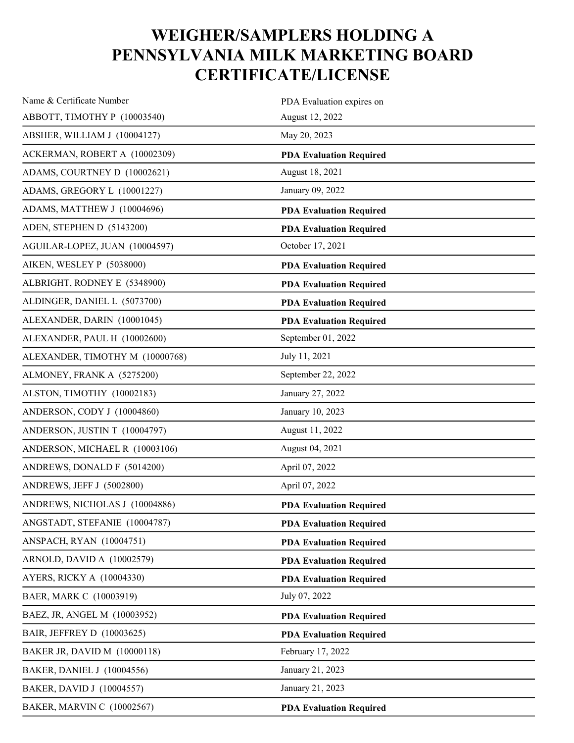# WEIGHER/SAMPLERS HOLDING A PENNSYLVANIA MILK MARKETING BOARD CERTIFICATE/LICENSE

| Name & Certificate Number | PDA Evaluation expires on |
|---|---|
| ABBOTT, TIMOTHY P (10003540) | August 12, 2022 |
| ABSHER, WILLIAM J (10004127) | May 20, 2023 |
| ACKERMAN, ROBERT A (10002309) | **PDA Evaluation Required** |
| ADAMS, COURTNEY D (10002621) | August 18, 2021 |
| ADAMS, GREGORY L (10001227) | January 09, 2022 |
| ADAMS, MATTHEW J (10004696) | **PDA Evaluation Required** |
| ADEN, STEPHEN D (5143200) | **PDA Evaluation Required** |
| AGUILAR-LOPEZ, JUAN (10004597) | October 17, 2021 |
| AIKEN, WESLEY P (5038000) | **PDA Evaluation Required** |
| ALBRIGHT, RODNEY E (5348900) | **PDA Evaluation Required** |
| ALDINGER, DANIEL L (5073700) | **PDA Evaluation Required** |
| ALEXANDER, DARIN (10001045) | **PDA Evaluation Required** |
| ALEXANDER, PAUL H (10002600) | September 01, 2022 |
| ALEXANDER, TIMOTHY M (10000768) | July 11, 2021 |
| ALMONEY, FRANK A (5275200) | September 22, 2022 |
| ALSTON, TIMOTHY (10002183) | January 27, 2022 |
| ANDERSON, CODY J (10004860) | January 10, 2023 |
| ANDERSON, JUSTIN T (10004797) | August 11, 2022 |
| ANDERSON, MICHAEL R (10003106) | August 04, 2021 |
| ANDREWS, DONALD F (5014200) | April 07, 2022 |
| ANDREWS, JEFF J (5002800) | April 07, 2022 |
| ANDREWS, NICHOLAS J (10004886) | **PDA Evaluation Required** |
| ANGSTADT, STEFANIE (10004787) | **PDA Evaluation Required** |
| ANSPACH, RYAN (10004751) | **PDA Evaluation Required** |
| ARNOLD, DAVID A (10002579) | **PDA Evaluation Required** |
| AYERS, RICKY A (10004330) | **PDA Evaluation Required** |
| BAER, MARK C (10003919) | July 07, 2022 |
| BAEZ, JR, ANGEL M (10003952) | **PDA Evaluation Required** |
| BAIR, JEFFREY D (10003625) | **PDA Evaluation Required** |
| BAKER JR, DAVID M (10000118) | February 17, 2022 |
| BAKER, DANIEL J (10004556) | January 21, 2023 |
| BAKER, DAVID J (10004557) | January 21, 2023 |
| BAKER, MARVIN C (10002567) | **PDA Evaluation Required** |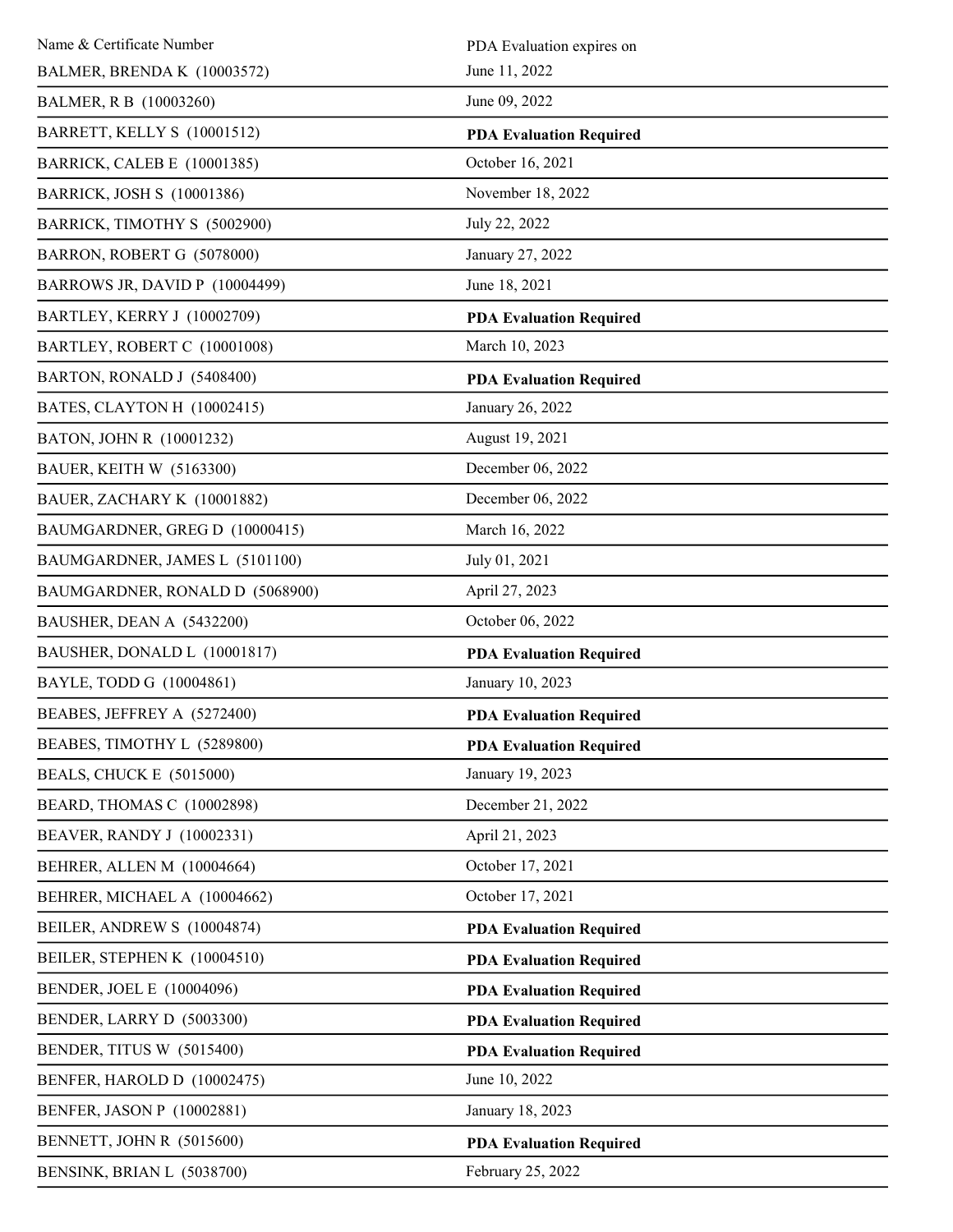| Name & Certificate Number | PDA Evaluation expires on |
|---|---|
| BALMER, BRENDA K (10003572) | June 11, 2022 |
| BALMER, R B (10003260) | June 09, 2022 |
| BARRETT, KELLY S (10001512) | **PDA Evaluation Required** |
| BARRICK, CALEB E (10001385) | October 16, 2021 |
| BARRICK, JOSH S (10001386) | November 18, 2022 |
| BARRICK, TIMOTHY S (5002900) | July 22, 2022 |
| BARRON, ROBERT G (5078000) | January 27, 2022 |
| BARROWS JR, DAVID P (10004499) | June 18, 2021 |
| BARTLEY, KERRY J (10002709) | **PDA Evaluation Required** |
| BARTLEY, ROBERT C (10001008) | March 10, 2023 |
| BARTON, RONALD J (5408400) | **PDA Evaluation Required** |
| BATES, CLAYTON H (10002415) | January 26, 2022 |
| BATON, JOHN R (10001232) | August 19, 2021 |
| BAUER, KEITH W (5163300) | December 06, 2022 |
| BAUER, ZACHARY K (10001882) | December 06, 2022 |
| BAUMGARDNER, GREG D (10000415) | March 16, 2022 |
| BAUMGARDNER, JAMES L (5101100) | July 01, 2021 |
| BAUMGARDNER, RONALD D (5068900) | April 27, 2023 |
| BAUSHER, DEAN A (5432200) | October 06, 2022 |
| BAUSHER, DONALD L (10001817) | **PDA Evaluation Required** |
| BAYLE, TODD G (10004861) | January 10, 2023 |
| BEABES, JEFFREY A (5272400) | **PDA Evaluation Required** |
| BEABES, TIMOTHY L (5289800) | **PDA Evaluation Required** |
| BEALS, CHUCK E (5015000) | January 19, 2023 |
| BEARD, THOMAS C (10002898) | December 21, 2022 |
| BEAVER, RANDY J (10002331) | April 21, 2023 |
| BEHRER, ALLEN M (10004664) | October 17, 2021 |
| BEHRER, MICHAEL A (10004662) | October 17, 2021 |
| BEILER, ANDREW S (10004874) | **PDA Evaluation Required** |
| BEILER, STEPHEN K (10004510) | **PDA Evaluation Required** |
| BENDER, JOEL E (10004096) | **PDA Evaluation Required** |
| BENDER, LARRY D (5003300) | **PDA Evaluation Required** |
| BENDER, TITUS W (5015400) | **PDA Evaluation Required** |
| BENFER, HAROLD D (10002475) | June 10, 2022 |
| BENFER, JASON P (10002881) | January 18, 2023 |
| BENNETT, JOHN R (5015600) | **PDA Evaluation Required** |
| BENSINK, BRIAN L (5038700) | February 25, 2022 |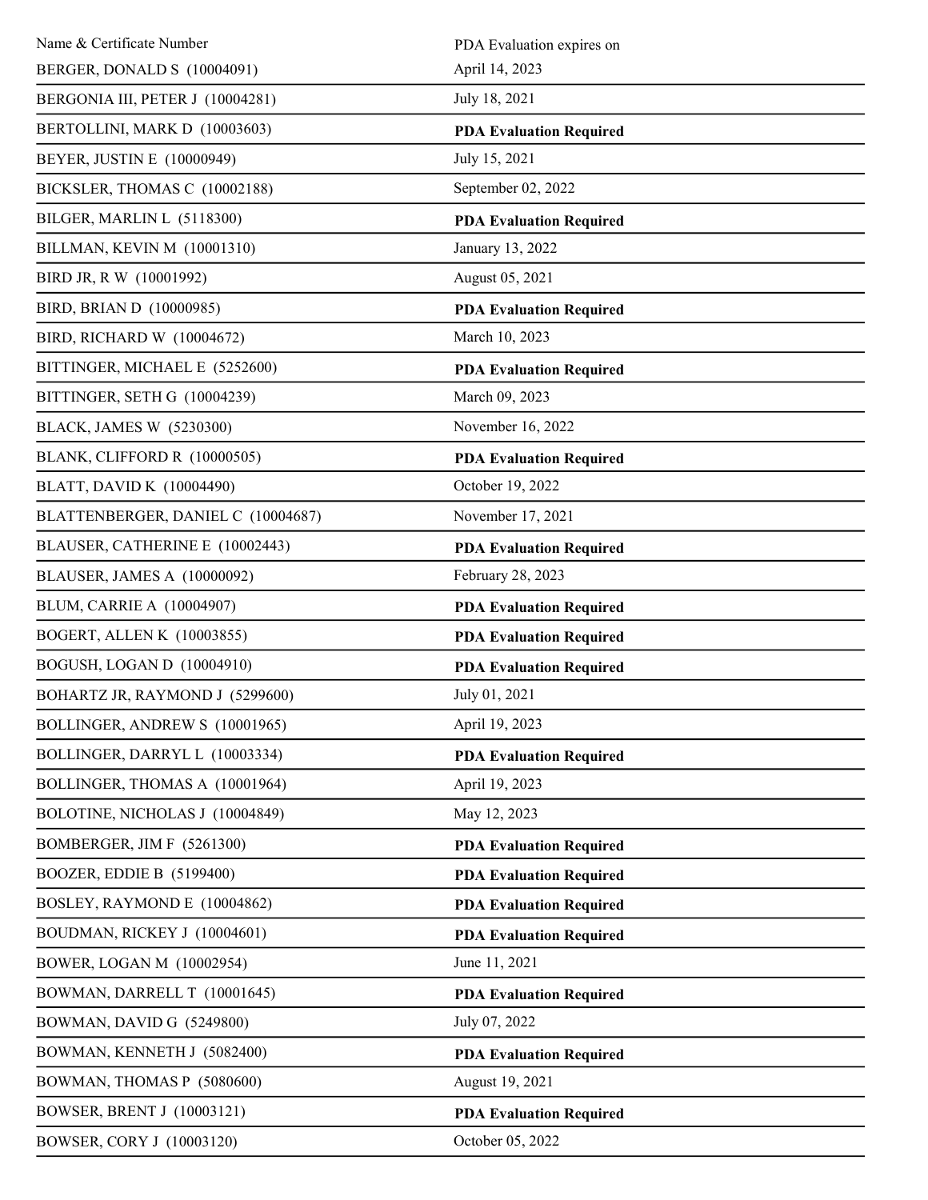| Name & Certificate Number | PDA Evaluation expires on |
| --- | --- |
| BERGER, DONALD S (10004091) | April 14, 2023 |
| BERGONIA III, PETER J (10004281) | July 18, 2021 |
| BERTOLLINI, MARK D (10003603) | **PDA Evaluation Required** |
| BEYER, JUSTIN E (10000949) | July 15, 2021 |
| BICKSLER, THOMAS C (10002188) | September 02, 2022 |
| BILGER, MARLIN L (5118300) | **PDA Evaluation Required** |
| BILLMAN, KEVIN M (10001310) | January 13, 2022 |
| BIRD JR, R W (10001992) | August 05, 2021 |
| BIRD, BRIAN D (10000985) | **PDA Evaluation Required** |
| BIRD, RICHARD W (10004672) | March 10, 2023 |
| BITTINGER, MICHAEL E (5252600) | **PDA Evaluation Required** |
| BITTINGER, SETH G (10004239) | March 09, 2023 |
| BLACK, JAMES W (5230300) | November 16, 2022 |
| BLANK, CLIFFORD R (10000505) | **PDA Evaluation Required** |
| BLATT, DAVID K (10004490) | October 19, 2022 |
| BLATTENBERGER, DANIEL C (10004687) | November 17, 2021 |
| BLAUSER, CATHERINE E (10002443) | **PDA Evaluation Required** |
| BLAUSER, JAMES A (10000092) | February 28, 2023 |
| BLUM, CARRIE A (10004907) | **PDA Evaluation Required** |
| BOGERT, ALLEN K (10003855) | **PDA Evaluation Required** |
| BOGUSH, LOGAN D (10004910) | **PDA Evaluation Required** |
| BOHARTZ JR, RAYMOND J (5299600) | July 01, 2021 |
| BOLLINGER, ANDREW S (10001965) | April 19, 2023 |
| BOLLINGER, DARRYL L (10003334) | **PDA Evaluation Required** |
| BOLLINGER, THOMAS A (10001964) | April 19, 2023 |
| BOLOTINE, NICHOLAS J (10004849) | May 12, 2023 |
| BOMBERGER, JIM F (5261300) | **PDA Evaluation Required** |
| BOOZER, EDDIE B (5199400) | **PDA Evaluation Required** |
| BOSLEY, RAYMOND E (10004862) | **PDA Evaluation Required** |
| BOUDMAN, RICKEY J (10004601) | **PDA Evaluation Required** |
| BOWER, LOGAN M (10002954) | June 11, 2021 |
| BOWMAN, DARRELL T (10001645) | **PDA Evaluation Required** |
| BOWMAN, DAVID G (5249800) | July 07, 2022 |
| BOWMAN, KENNETH J (5082400) | **PDA Evaluation Required** |
| BOWMAN, THOMAS P (5080600) | August 19, 2021 |
| BOWSER, BRENT J (10003121) | **PDA Evaluation Required** |
| BOWSER, CORY J (10003120) | October 05, 2022 |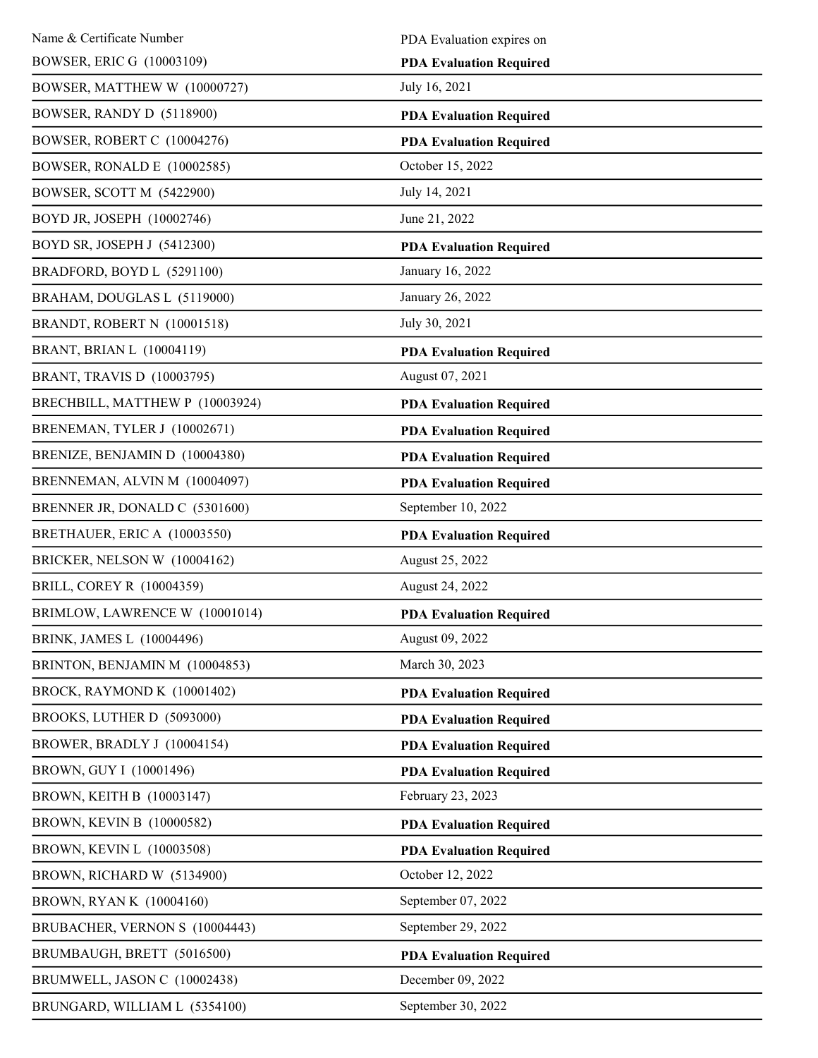| Name & Certificate Number | PDA Evaluation expires on |
|---|---|
| BOWSER, ERIC G (10003109) | **PDA Evaluation Required** |
| BOWSER, MATTHEW W (10000727) | July 16, 2021 |
| BOWSER, RANDY D (5118900) | **PDA Evaluation Required** |
| BOWSER, ROBERT C (10004276) | **PDA Evaluation Required** |
| BOWSER, RONALD E (10002585) | October 15, 2022 |
| BOWSER, SCOTT M (5422900) | July 14, 2021 |
| BOYD JR, JOSEPH (10002746) | June 21, 2022 |
| BOYD SR, JOSEPH J (5412300) | **PDA Evaluation Required** |
| BRADFORD, BOYD L (5291100) | January 16, 2022 |
| BRAHAM, DOUGLAS L (5119000) | January 26, 2022 |
| BRANDT, ROBERT N (10001518) | July 30, 2021 |
| BRANT, BRIAN L (10004119) | **PDA Evaluation Required** |
| BRANT, TRAVIS D (10003795) | August 07, 2021 |
| BRECHBILL, MATTHEW P (10003924) | **PDA Evaluation Required** |
| BRENEMAN, TYLER J (10002671) | **PDA Evaluation Required** |
| BRENIZE, BENJAMIN D (10004380) | **PDA Evaluation Required** |
| BRENNEMAN, ALVIN M (10004097) | **PDA Evaluation Required** |
| BRENNER JR, DONALD C (5301600) | September 10, 2022 |
| BRETHAUER, ERIC A (10003550) | **PDA Evaluation Required** |
| BRICKER, NELSON W (10004162) | August 25, 2022 |
| BRILL, COREY R (10004359) | August 24, 2022 |
| BRIMLOW, LAWRENCE W (10001014) | **PDA Evaluation Required** |
| BRINK, JAMES L (10004496) | August 09, 2022 |
| BRINTON, BENJAMIN M (10004853) | March 30, 2023 |
| BROCK, RAYMOND K (10001402) | **PDA Evaluation Required** |
| BROOKS, LUTHER D (5093000) | **PDA Evaluation Required** |
| BROWER, BRADLY J (10004154) | **PDA Evaluation Required** |
| BROWN, GUY I (10001496) | **PDA Evaluation Required** |
| BROWN, KEITH B (10003147) | February 23, 2023 |
| BROWN, KEVIN B (10000582) | **PDA Evaluation Required** |
| BROWN, KEVIN L (10003508) | **PDA Evaluation Required** |
| BROWN, RICHARD W (5134900) | October 12, 2022 |
| BROWN, RYAN K (10004160) | September 07, 2022 |
| BRUBACHER, VERNON S (10004443) | September 29, 2022 |
| BRUMBAUGH, BRETT (5016500) | **PDA Evaluation Required** |
| BRUMWELL, JASON C (10002438) | December 09, 2022 |
| BRUNGARD, WILLIAM L (5354100) | September 30, 2022 |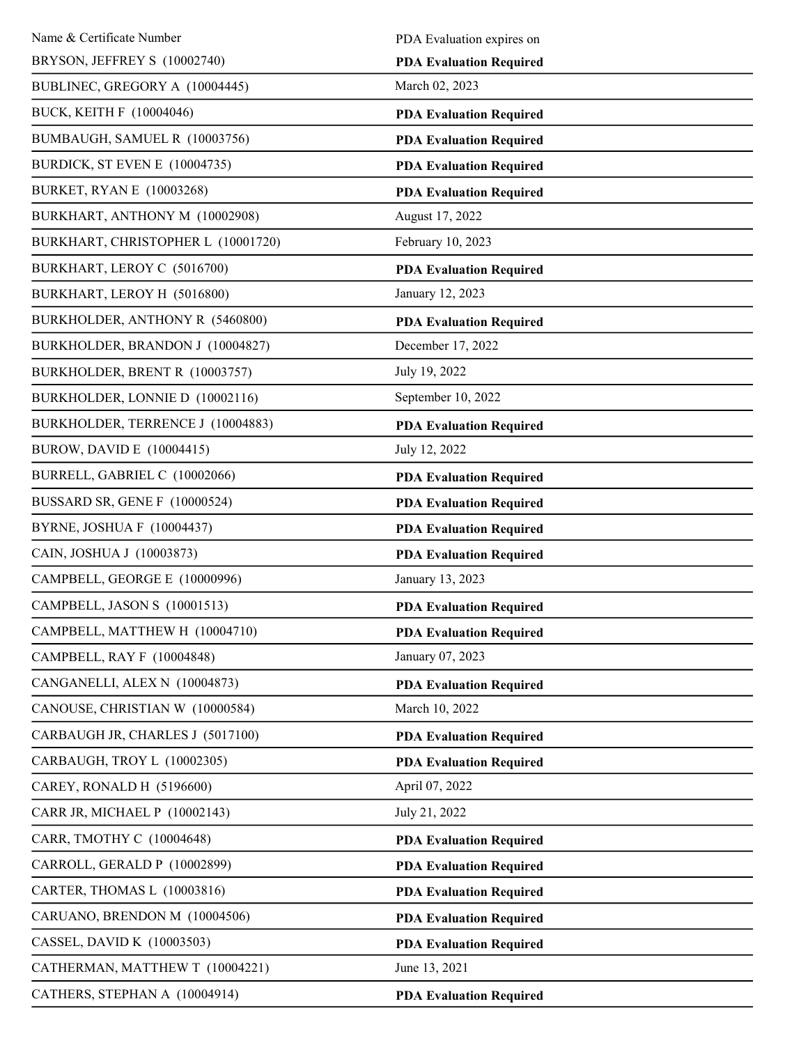| Name & Certificate Number | PDA Evaluation expires on |
|---|---|
| BRYSON, JEFFREY S (10002740) | **PDA Evaluation Required** |
| BUBLINEC, GREGORY A (10004445) | March 02, 2023 |
| BUCK, KEITH F (10004046) | **PDA Evaluation Required** |
| BUMBAUGH, SAMUEL R (10003756) | **PDA Evaluation Required** |
| BURDICK, ST EVEN E (10004735) | **PDA Evaluation Required** |
| BURKET, RYAN E (10003268) | **PDA Evaluation Required** |
| BURKHART, ANTHONY M (10002908) | August 17, 2022 |
| BURKHART, CHRISTOPHER L (10001720) | February 10, 2023 |
| BURKHART, LEROY C (5016700) | **PDA Evaluation Required** |
| BURKHART, LEROY H (5016800) | January 12, 2023 |
| BURKHOLDER, ANTHONY R (5460800) | **PDA Evaluation Required** |
| BURKHOLDER, BRANDON J (10004827) | December 17, 2022 |
| BURKHOLDER, BRENT R (10003757) | July 19, 2022 |
| BURKHOLDER, LONNIE D (10002116) | September 10, 2022 |
| BURKHOLDER, TERRENCE J (10004883) | **PDA Evaluation Required** |
| BUROW, DAVID E (10004415) | July 12, 2022 |
| BURRELL, GABRIEL C (10002066) | **PDA Evaluation Required** |
| BUSSARD SR, GENE F (10000524) | **PDA Evaluation Required** |
| BYRNE, JOSHUA F (10004437) | **PDA Evaluation Required** |
| CAIN, JOSHUA J (10003873) | **PDA Evaluation Required** |
| CAMPBELL, GEORGE E (10000996) | January 13, 2023 |
| CAMPBELL, JASON S (10001513) | **PDA Evaluation Required** |
| CAMPBELL, MATTHEW H (10004710) | **PDA Evaluation Required** |
| CAMPBELL, RAY F (10004848) | January 07, 2023 |
| CANGANELLI, ALEX N (10004873) | **PDA Evaluation Required** |
| CANOUSE, CHRISTIAN W (10000584) | March 10, 2022 |
| CARBAUGH JR, CHARLES J (5017100) | **PDA Evaluation Required** |
| CARBAUGH, TROY L (10002305) | **PDA Evaluation Required** |
| CAREY, RONALD H (5196600) | April 07, 2022 |
| CARR JR, MICHAEL P (10002143) | July 21, 2022 |
| CARR, TMOTHY C (10004648) | **PDA Evaluation Required** |
| CARROLL, GERALD P (10002899) | **PDA Evaluation Required** |
| CARTER, THOMAS L (10003816) | **PDA Evaluation Required** |
| CARUANO, BRENDON M (10004506) | **PDA Evaluation Required** |
| CASSEL, DAVID K (10003503) | **PDA Evaluation Required** |
| CATHERMAN, MATTHEW T (10004221) | June 13, 2021 |
| CATHERS, STEPHAN A (10004914) | **PDA Evaluation Required** |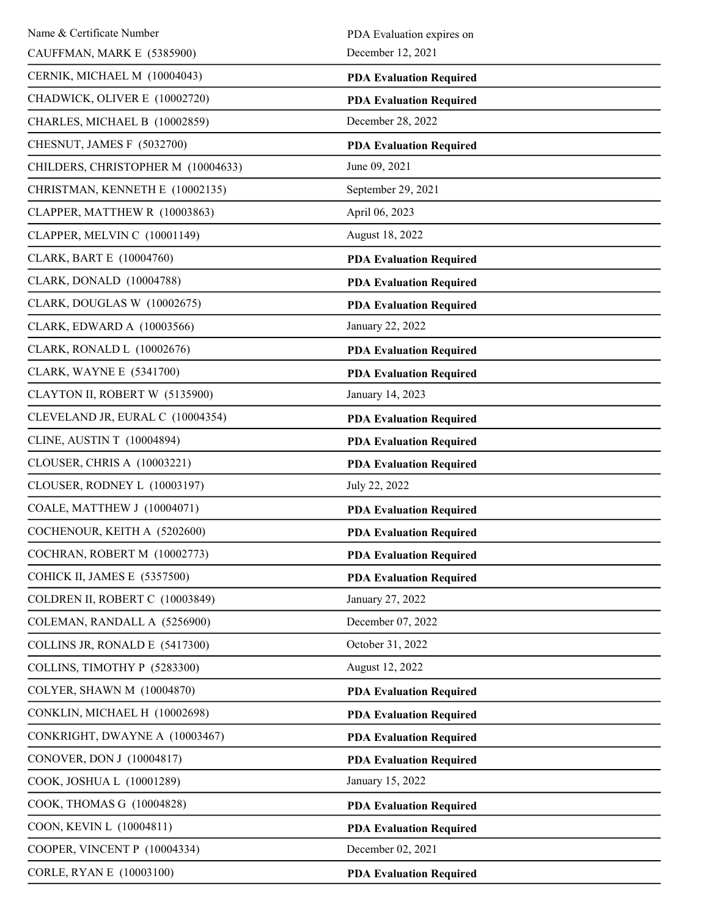| Name & Certificate Number | PDA Evaluation expires on |
| --- | --- |
| CAUFFMAN, MARK E (5385900) | December 12, 2021 |
| CERNIK, MICHAEL M (10004043) | **PDA Evaluation Required** |
| CHADWICK, OLIVER E (10002720) | **PDA Evaluation Required** |
| CHARLES, MICHAEL B (10002859) | December 28, 2022 |
| CHESNUT, JAMES F (5032700) | **PDA Evaluation Required** |
| CHILDERS, CHRISTOPHER M (10004633) | June 09, 2021 |
| CHRISTMAN, KENNETH E (10002135) | September 29, 2021 |
| CLAPPER, MATTHEW R (10003863) | April 06, 2023 |
| CLAPPER, MELVIN C (10001149) | August 18, 2022 |
| CLARK, BART E (10004760) | **PDA Evaluation Required** |
| CLARK, DONALD (10004788) | **PDA Evaluation Required** |
| CLARK, DOUGLAS W (10002675) | **PDA Evaluation Required** |
| CLARK, EDWARD A (10003566) | January 22, 2022 |
| CLARK, RONALD L (10002676) | **PDA Evaluation Required** |
| CLARK, WAYNE E (5341700) | **PDA Evaluation Required** |
| CLAYTON II, ROBERT W (5135900) | January 14, 2023 |
| CLEVELAND JR, EURAL C (10004354) | **PDA Evaluation Required** |
| CLINE, AUSTIN T (10004894) | **PDA Evaluation Required** |
| CLOUSER, CHRIS A (10003221) | **PDA Evaluation Required** |
| CLOUSER, RODNEY L (10003197) | July 22, 2022 |
| COALE, MATTHEW J (10004071) | **PDA Evaluation Required** |
| COCHENOUR, KEITH A (5202600) | **PDA Evaluation Required** |
| COCHRAN, ROBERT M (10002773) | **PDA Evaluation Required** |
| COHICK II, JAMES E (5357500) | **PDA Evaluation Required** |
| COLDREN II, ROBERT C (10003849) | January 27, 2022 |
| COLEMAN, RANDALL A (5256900) | December 07, 2022 |
| COLLINS JR, RONALD E (5417300) | October 31, 2022 |
| COLLINS, TIMOTHY P (5283300) | August 12, 2022 |
| COLYER, SHAWN M (10004870) | **PDA Evaluation Required** |
| CONKLIN, MICHAEL H (10002698) | **PDA Evaluation Required** |
| CONKRIGHT, DWAYNE A (10003467) | **PDA Evaluation Required** |
| CONOVER, DON J (10004817) | **PDA Evaluation Required** |
| COOK, JOSHUA L (10001289) | January 15, 2022 |
| COOK, THOMAS G (10004828) | **PDA Evaluation Required** |
| COON, KEVIN L (10004811) | **PDA Evaluation Required** |
| COOPER, VINCENT P (10004334) | December 02, 2021 |
| CORLE, RYAN E (10003100) | **PDA Evaluation Required** |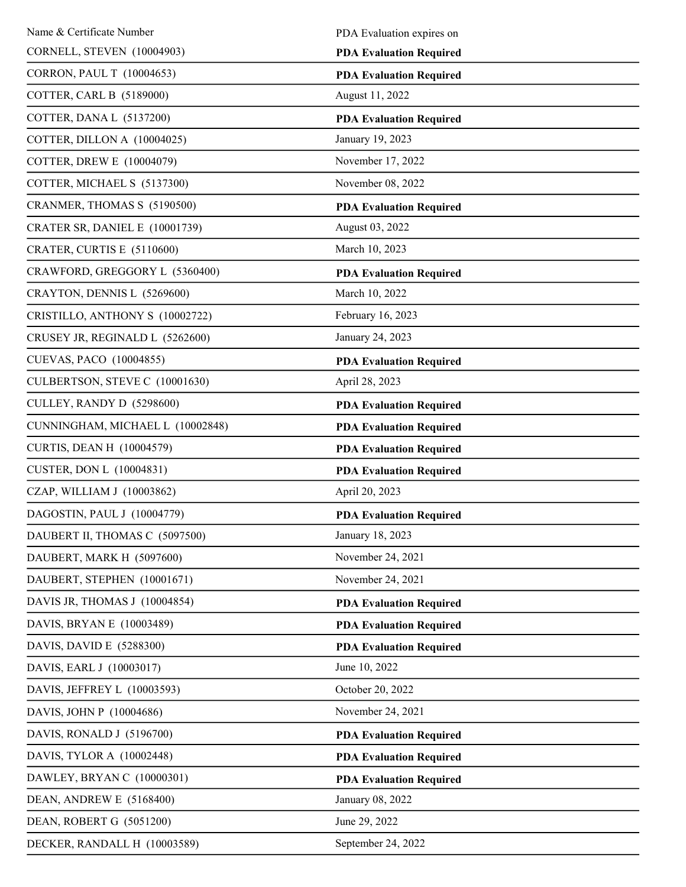| Name & Certificate Number | PDA Evaluation expires on |
| --- | --- |
| CORNELL, STEVEN (10004903) | **PDA Evaluation Required** |
| CORRON, PAUL T (10004653) | **PDA Evaluation Required** |
| COTTER, CARL B (5189000) | August 11, 2022 |
| COTTER, DANA L (5137200) | **PDA Evaluation Required** |
| COTTER, DILLON A (10004025) | January 19, 2023 |
| COTTER, DREW E (10004079) | November 17, 2022 |
| COTTER, MICHAEL S (5137300) | November 08, 2022 |
| CRANMER, THOMAS S (5190500) | **PDA Evaluation Required** |
| CRATER SR, DANIEL E (10001739) | August 03, 2022 |
| CRATER, CURTIS E (5110600) | March 10, 2023 |
| CRAWFORD, GREGGORY L (5360400) | **PDA Evaluation Required** |
| CRAYTON, DENNIS L (5269600) | March 10, 2022 |
| CRISTILLO, ANTHONY S (10002722) | February 16, 2023 |
| CRUSEY JR, REGINALD L (5262600) | January 24, 2023 |
| CUEVAS, PACO (10004855) | **PDA Evaluation Required** |
| CULBERTSON, STEVE C (10001630) | April 28, 2023 |
| CULLEY, RANDY D (5298600) | **PDA Evaluation Required** |
| CUNNINGHAM, MICHAEL L (10002848) | **PDA Evaluation Required** |
| CURTIS, DEAN H (10004579) | **PDA Evaluation Required** |
| CUSTER, DON L (10004831) | **PDA Evaluation Required** |
| CZAP, WILLIAM J (10003862) | April 20, 2023 |
| DAGOSTIN, PAUL J (10004779) | **PDA Evaluation Required** |
| DAUBERT II, THOMAS C (5097500) | January 18, 2023 |
| DAUBERT, MARK H (5097600) | November 24, 2021 |
| DAUBERT, STEPHEN (10001671) | November 24, 2021 |
| DAVIS JR, THOMAS J (10004854) | **PDA Evaluation Required** |
| DAVIS, BRYAN E (10003489) | **PDA Evaluation Required** |
| DAVIS, DAVID E (5288300) | **PDA Evaluation Required** |
| DAVIS, EARL J (10003017) | June 10, 2022 |
| DAVIS, JEFFREY L (10003593) | October 20, 2022 |
| DAVIS, JOHN P (10004686) | November 24, 2021 |
| DAVIS, RONALD J (5196700) | **PDA Evaluation Required** |
| DAVIS, TYLOR A (10002448) | **PDA Evaluation Required** |
| DAWLEY, BRYAN C (10000301) | **PDA Evaluation Required** |
| DEAN, ANDREW E (5168400) | January 08, 2022 |
| DEAN, ROBERT G (5051200) | June 29, 2022 |
| DECKER, RANDALL H (10003589) | September 24, 2022 |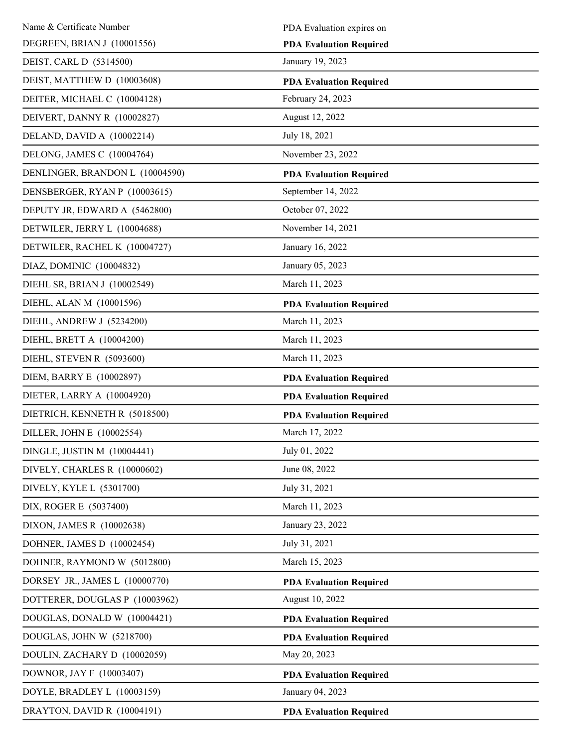| Name & Certificate Number | PDA Evaluation expires on |
|---|---|
| DEGREEN, BRIAN J (10001556) | **PDA Evaluation Required** |
| DEIST, CARL D (5314500) | January 19, 2023 |
| DEIST, MATTHEW D (10003608) | **PDA Evaluation Required** |
| DEITER, MICHAEL C (10004128) | February 24, 2023 |
| DEIVERT, DANNY R (10002827) | August 12, 2022 |
| DELAND, DAVID A (10002214) | July 18, 2021 |
| DELONG, JAMES C (10004764) | November 23, 2022 |
| DENLINGER, BRANDON L (10004590) | **PDA Evaluation Required** |
| DENSBERGER, RYAN P (10003615) | September 14, 2022 |
| DEPUTY JR, EDWARD A (5462800) | October 07, 2022 |
| DETWILER, JERRY L (10004688) | November 14, 2021 |
| DETWILER, RACHEL K (10004727) | January 16, 2022 |
| DIAZ, DOMINIC (10004832) | January 05, 2023 |
| DIEHL SR, BRIAN J (10002549) | March 11, 2023 |
| DIEHL, ALAN M (10001596) | **PDA Evaluation Required** |
| DIEHL, ANDREW J (5234200) | March 11, 2023 |
| DIEHL, BRETT A (10004200) | March 11, 2023 |
| DIEHL, STEVEN R (5093600) | March 11, 2023 |
| DIEM, BARRY E (10002897) | **PDA Evaluation Required** |
| DIETER, LARRY A (10004920) | **PDA Evaluation Required** |
| DIETRICH, KENNETH R (5018500) | **PDA Evaluation Required** |
| DILLER, JOHN E (10002554) | March 17, 2022 |
| DINGLE, JUSTIN M (10004441) | July 01, 2022 |
| DIVELY, CHARLES R (10000602) | June 08, 2022 |
| DIVELY, KYLE L (5301700) | July 31, 2021 |
| DIX, ROGER E (5037400) | March 11, 2023 |
| DIXON, JAMES R (10002638) | January 23, 2022 |
| DOHNER, JAMES D (10002454) | July 31, 2021 |
| DOHNER, RAYMOND W (5012800) | March 15, 2023 |
| DORSEY JR., JAMES L (10000770) | **PDA Evaluation Required** |
| DOTTERER, DOUGLAS P (10003962) | August 10, 2022 |
| DOUGLAS, DONALD W (10004421) | **PDA Evaluation Required** |
| DOUGLAS, JOHN W (5218700) | **PDA Evaluation Required** |
| DOULIN, ZACHARY D (10002059) | May 20, 2023 |
| DOWNOR, JAY F (10003407) | **PDA Evaluation Required** |
| DOYLE, BRADLEY L (10003159) | January 04, 2023 |
| DRAYTON, DAVID R (10004191) | **PDA Evaluation Required** |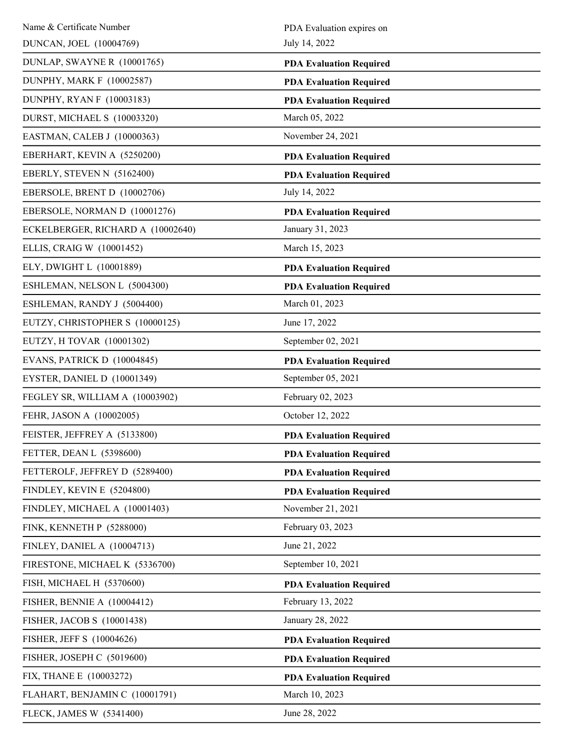| Name & Certificate Number | PDA Evaluation expires on |
|---|---|
| DUNCAN, JOEL (10004769) | July 14, 2022 |
| DUNLAP, SWAYNE R (10001765) | **PDA Evaluation Required** |
| DUNPHY, MARK F (10002587) | **PDA Evaluation Required** |
| DUNPHY, RYAN F (10003183) | **PDA Evaluation Required** |
| DURST, MICHAEL S (10003320) | March 05, 2022 |
| EASTMAN, CALEB J (10000363) | November 24, 2021 |
| EBERHART, KEVIN A (5250200) | **PDA Evaluation Required** |
| EBERLY, STEVEN N (5162400) | **PDA Evaluation Required** |
| EBERSOLE, BRENT D (10002706) | July 14, 2022 |
| EBERSOLE, NORMAN D (10001276) | **PDA Evaluation Required** |
| ECKELBERGER, RICHARD A (10002640) | January 31, 2023 |
| ELLIS, CRAIG W (10001452) | March 15, 2023 |
| ELY, DWIGHT L (10001889) | **PDA Evaluation Required** |
| ESHLEMAN, NELSON L (5004300) | **PDA Evaluation Required** |
| ESHLEMAN, RANDY J (5004400) | March 01, 2023 |
| EUTZY, CHRISTOPHER S (10000125) | June 17, 2022 |
| EUTZY, H TOVAR (10001302) | September 02, 2021 |
| EVANS, PATRICK D (10004845) | **PDA Evaluation Required** |
| EYSTER, DANIEL D (10001349) | September 05, 2021 |
| FEGLEY SR, WILLIAM A (10003902) | February 02, 2023 |
| FEHR, JASON A (10002005) | October 12, 2022 |
| FEISTER, JEFFREY A (5133800) | **PDA Evaluation Required** |
| FETTER, DEAN L (5398600) | **PDA Evaluation Required** |
| FETTEROLF, JEFFREY D (5289400) | **PDA Evaluation Required** |
| FINDLEY, KEVIN E (5204800) | **PDA Evaluation Required** |
| FINDLEY, MICHAEL A (10001403) | November 21, 2021 |
| FINK, KENNETH P (5288000) | February 03, 2023 |
| FINLEY, DANIEL A (10004713) | June 21, 2022 |
| FIRESTONE, MICHAEL K (5336700) | September 10, 2021 |
| FISH, MICHAEL H (5370600) | **PDA Evaluation Required** |
| FISHER, BENNIE A (10004412) | February 13, 2022 |
| FISHER, JACOB S (10001438) | January 28, 2022 |
| FISHER, JEFF S (10004626) | **PDA Evaluation Required** |
| FISHER, JOSEPH C (5019600) | **PDA Evaluation Required** |
| FIX, THANE E (10003272) | **PDA Evaluation Required** |
| FLAHART, BENJAMIN C (10001791) | March 10, 2023 |
| FLECK, JAMES W (5341400) | June 28, 2022 |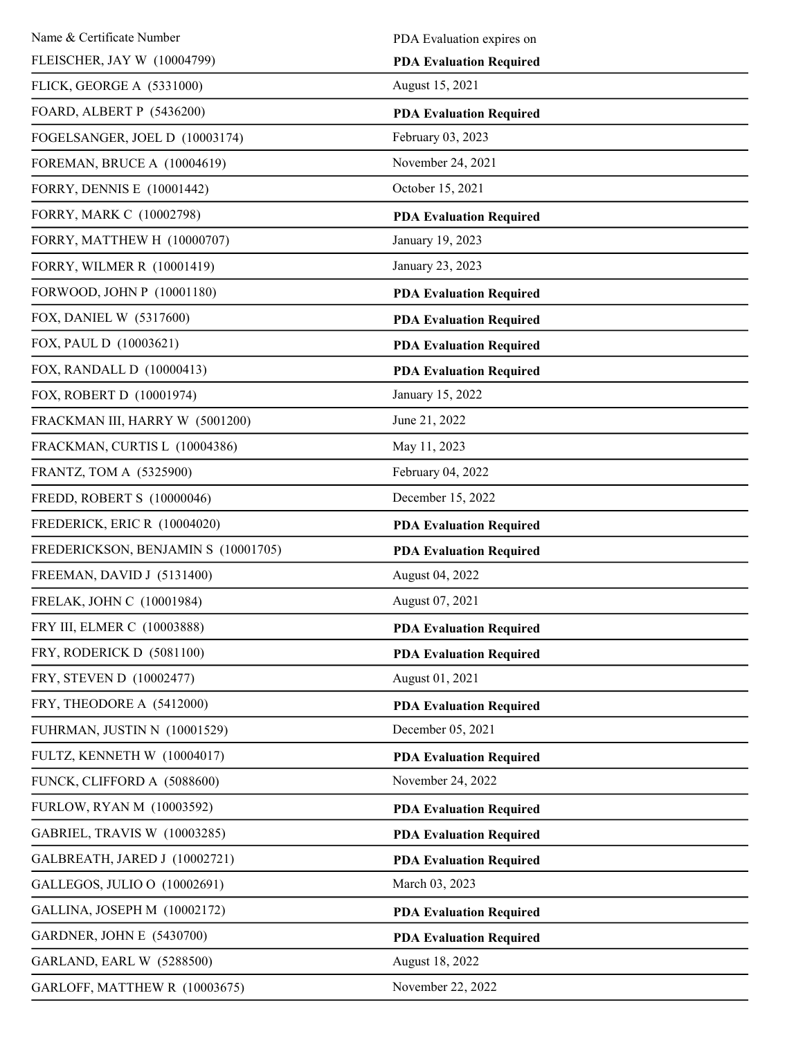| Name & Certificate Number | PDA Evaluation expires on |
|---|---|
| FLEISCHER, JAY W (10004799) | **PDA Evaluation Required** |
| FLICK, GEORGE A (5331000) | August 15, 2021 |
| FOARD, ALBERT P (5436200) | **PDA Evaluation Required** |
| FOGELSANGER, JOEL D (10003174) | February 03, 2023 |
| FOREMAN, BRUCE A (10004619) | November 24, 2021 |
| FORRY, DENNIS E (10001442) | October 15, 2021 |
| FORRY, MARK C (10002798) | **PDA Evaluation Required** |
| FORRY, MATTHEW H (10000707) | January 19, 2023 |
| FORRY, WILMER R (10001419) | January 23, 2023 |
| FORWOOD, JOHN P (10001180) | **PDA Evaluation Required** |
| FOX, DANIEL W (5317600) | **PDA Evaluation Required** |
| FOX, PAUL D (10003621) | **PDA Evaluation Required** |
| FOX, RANDALL D (10000413) | **PDA Evaluation Required** |
| FOX, ROBERT D (10001974) | January 15, 2022 |
| FRACKMAN III, HARRY W (5001200) | June 21, 2022 |
| FRACKMAN, CURTIS L (10004386) | May 11, 2023 |
| FRANTZ, TOM A (5325900) | February 04, 2022 |
| FREDD, ROBERT S (10000046) | December 15, 2022 |
| FREDERICK, ERIC R (10004020) | **PDA Evaluation Required** |
| FREDERICKSON, BENJAMIN S (10001705) | **PDA Evaluation Required** |
| FREEMAN, DAVID J (5131400) | August 04, 2022 |
| FRELAK, JOHN C (10001984) | August 07, 2021 |
| FRY III, ELMER C (10003888) | **PDA Evaluation Required** |
| FRY, RODERICK D (5081100) | **PDA Evaluation Required** |
| FRY, STEVEN D (10002477) | August 01, 2021 |
| FRY, THEODORE A (5412000) | **PDA Evaluation Required** |
| FUHRMAN, JUSTIN N (10001529) | December 05, 2021 |
| FULTZ, KENNETH W (10004017) | **PDA Evaluation Required** |
| FUNCK, CLIFFORD A (5088600) | November 24, 2022 |
| FURLOW, RYAN M (10003592) | **PDA Evaluation Required** |
| GABRIEL, TRAVIS W (10003285) | **PDA Evaluation Required** |
| GALBREATH, JARED J (10002721) | **PDA Evaluation Required** |
| GALLEGOS, JULIO O (10002691) | March 03, 2023 |
| GALLINA, JOSEPH M (10002172) | **PDA Evaluation Required** |
| GARDNER, JOHN E (5430700) | **PDA Evaluation Required** |
| GARLAND, EARL W (5288500) | August 18, 2022 |
| GARLOFF, MATTHEW R (10003675) | November 22, 2022 |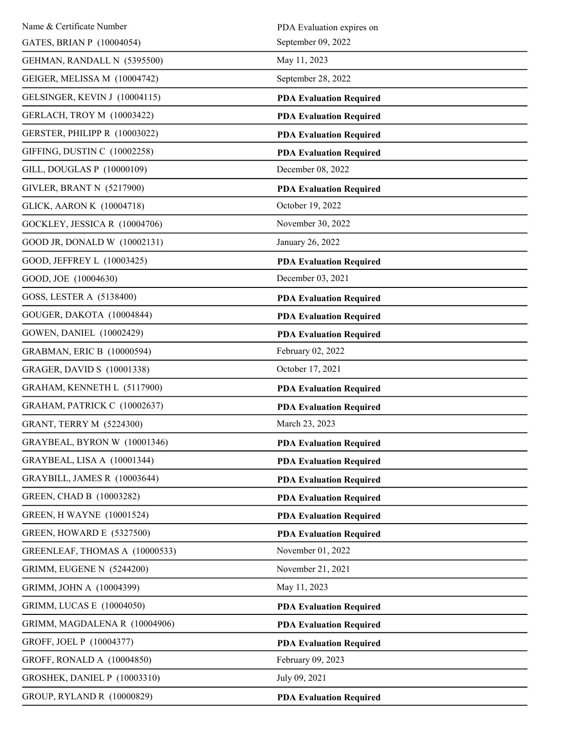| Name & Certificate Number | PDA Evaluation expires on |
|---|---|
| GATES, BRIAN P (10004054) | September 09, 2022 |
| GEHMAN, RANDALL N (5395500) | May 11, 2023 |
| GEIGER, MELISSA M (10004742) | September 28, 2022 |
| GELSINGER, KEVIN J (10004115) | **PDA Evaluation Required** |
| GERLACH, TROY M (10003422) | **PDA Evaluation Required** |
| GERSTER, PHILIPP R (10003022) | **PDA Evaluation Required** |
| GIFFING, DUSTIN C (10002258) | **PDA Evaluation Required** |
| GILL, DOUGLAS P (10000109) | December 08, 2022 |
| GIVLER, BRANT N (5217900) | **PDA Evaluation Required** |
| GLICK, AARON K (10004718) | October 19, 2022 |
| GOCKLEY, JESSICA R (10004706) | November 30, 2022 |
| GOOD JR, DONALD W (10002131) | January 26, 2022 |
| GOOD, JEFFREY L (10003425) | **PDA Evaluation Required** |
| GOOD, JOE (10004630) | December 03, 2021 |
| GOSS, LESTER A (5138400) | **PDA Evaluation Required** |
| GOUGER, DAKOTA (10004844) | **PDA Evaluation Required** |
| GOWEN, DANIEL (10002429) | **PDA Evaluation Required** |
| GRABMAN, ERIC B (10000594) | February 02, 2022 |
| GRAGER, DAVID S (10001338) | October 17, 2021 |
| GRAHAM, KENNETH L (5117900) | **PDA Evaluation Required** |
| GRAHAM, PATRICK C (10002637) | **PDA Evaluation Required** |
| GRANT, TERRY M (5224300) | March 23, 2023 |
| GRAYBEAL, BYRON W (10001346) | **PDA Evaluation Required** |
| GRAYBEAL, LISA A (10001344) | **PDA Evaluation Required** |
| GRAYBILL, JAMES R (10003644) | **PDA Evaluation Required** |
| GREEN, CHAD B (10003282) | **PDA Evaluation Required** |
| GREEN, H WAYNE (10001524) | **PDA Evaluation Required** |
| GREEN, HOWARD E (5327500) | **PDA Evaluation Required** |
| GREENLEAF, THOMAS A (10000533) | November 01, 2022 |
| GRIMM, EUGENE N (5244200) | November 21, 2021 |
| GRIMM, JOHN A (10004399) | May 11, 2023 |
| GRIMM, LUCAS E (10004050) | **PDA Evaluation Required** |
| GRIMM, MAGDALENA R (10004906) | **PDA Evaluation Required** |
| GROFF, JOEL P (10004377) | **PDA Evaluation Required** |
| GROFF, RONALD A (10004850) | February 09, 2023 |
| GROSHEK, DANIEL P (10003310) | July 09, 2021 |
| GROUP, RYLAND R (10000829) | **PDA Evaluation Required** |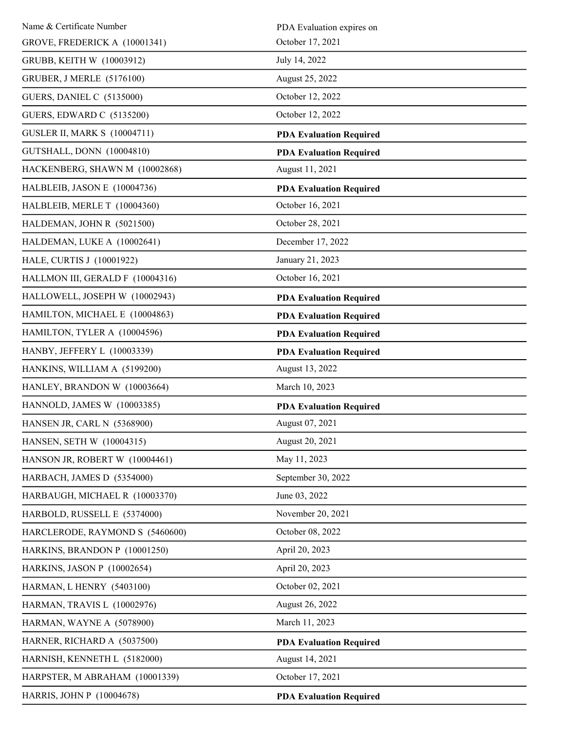| Name & Certificate Number | PDA Evaluation expires on |
|---|---|
| GROVE, FREDERICK A (10001341) | October 17, 2021 |
| GRUBB, KEITH W (10003912) | July 14, 2022 |
| GRUBER, J MERLE (5176100) | August 25, 2022 |
| GUERS, DANIEL C (5135000) | October 12, 2022 |
| GUERS, EDWARD C (5135200) | October 12, 2022 |
| GUSLER II, MARK S (10004711) | **PDA Evaluation Required** |
| GUTSHALL, DONN (10004810) | **PDA Evaluation Required** |
| HACKENBERG, SHAWN M (10002868) | August 11, 2021 |
| HALBLEIB, JASON E (10004736) | **PDA Evaluation Required** |
| HALBLEIB, MERLE T (10004360) | October 16, 2021 |
| HALDEMAN, JOHN R (5021500) | October 28, 2021 |
| HALDEMAN, LUKE A (10002641) | December 17, 2022 |
| HALE, CURTIS J (10001922) | January 21, 2023 |
| HALLMON III, GERALD F (10004316) | October 16, 2021 |
| HALLOWELL, JOSEPH W (10002943) | **PDA Evaluation Required** |
| HAMILTON, MICHAEL E (10004863) | **PDA Evaluation Required** |
| HAMILTON, TYLER A (10004596) | **PDA Evaluation Required** |
| HANBY, JEFFERY L (10003339) | **PDA Evaluation Required** |
| HANKINS, WILLIAM A (5199200) | August 13, 2022 |
| HANLEY, BRANDON W (10003664) | March 10, 2023 |
| HANNOLD, JAMES W (10003385) | **PDA Evaluation Required** |
| HANSEN JR, CARL N (5368900) | August 07, 2021 |
| HANSEN, SETH W (10004315) | August 20, 2021 |
| HANSON JR, ROBERT W (10004461) | May 11, 2023 |
| HARBACH, JAMES D (5354000) | September 30, 2022 |
| HARBAUGH, MICHAEL R (10003370) | June 03, 2022 |
| HARBOLD, RUSSELL E (5374000) | November 20, 2021 |
| HARCLERODE, RAYMOND S (5460600) | October 08, 2022 |
| HARKINS, BRANDON P (10001250) | April 20, 2023 |
| HARKINS, JASON P (10002654) | April 20, 2023 |
| HARMAN, L HENRY (5403100) | October 02, 2021 |
| HARMAN, TRAVIS L (10002976) | August 26, 2022 |
| HARMAN, WAYNE A (5078900) | March 11, 2023 |
| HARNER, RICHARD A (5037500) | **PDA Evaluation Required** |
| HARNISH, KENNETH L (5182000) | August 14, 2021 |
| HARPSTER, M ABRAHAM (10001339) | October 17, 2021 |
| HARRIS, JOHN P (10004678) | **PDA Evaluation Required** |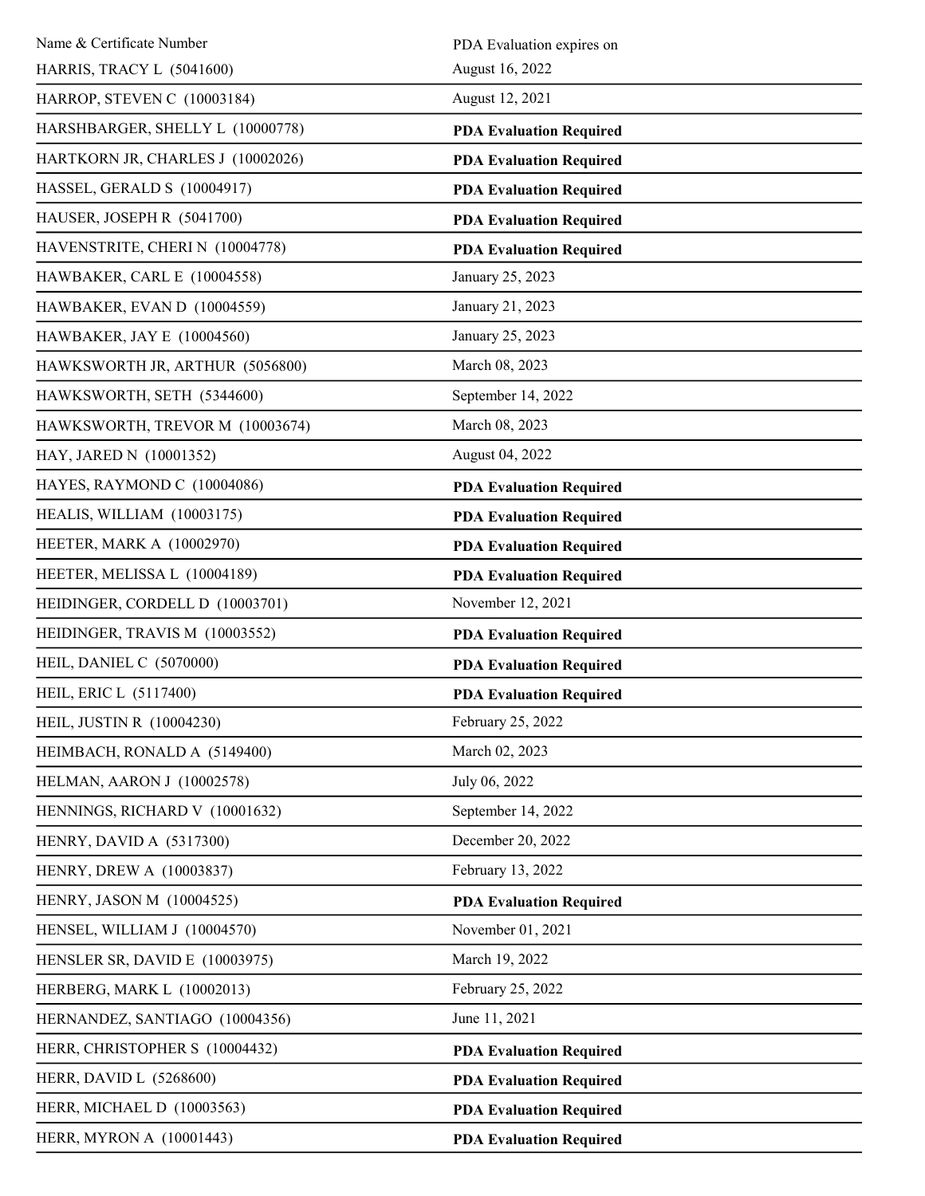| Name & Certificate Number | PDA Evaluation expires on |
|---|---|
| HARRIS, TRACY L (5041600) | August 16, 2022 |
| HARROP, STEVEN C (10003184) | August 12, 2021 |
| HARSHBARGER, SHELLY L (10000778) | **PDA Evaluation Required** |
| HARTKORN JR, CHARLES J (10002026) | **PDA Evaluation Required** |
| HASSEL, GERALD S (10004917) | **PDA Evaluation Required** |
| HAUSER, JOSEPH R (5041700) | **PDA Evaluation Required** |
| HAVENSTRITE, CHERI N (10004778) | **PDA Evaluation Required** |
| HAWBAKER, CARL E (10004558) | January 25, 2023 |
| HAWBAKER, EVAN D (10004559) | January 21, 2023 |
| HAWBAKER, JAY E (10004560) | January 25, 2023 |
| HAWKSWORTH JR, ARTHUR (5056800) | March 08, 2023 |
| HAWKSWORTH, SETH (5344600) | September 14, 2022 |
| HAWKSWORTH, TREVOR M (10003674) | March 08, 2023 |
| HAY, JARED N (10001352) | August 04, 2022 |
| HAYES, RAYMOND C (10004086) | **PDA Evaluation Required** |
| HEALIS, WILLIAM (10003175) | **PDA Evaluation Required** |
| HEETER, MARK A (10002970) | **PDA Evaluation Required** |
| HEETER, MELISSA L (10004189) | **PDA Evaluation Required** |
| HEIDINGER, CORDELL D (10003701) | November 12, 2021 |
| HEIDINGER, TRAVIS M (10003552) | **PDA Evaluation Required** |
| HEIL, DANIEL C (5070000) | **PDA Evaluation Required** |
| HEIL, ERIC L (5117400) | **PDA Evaluation Required** |
| HEIL, JUSTIN R (10004230) | February 25, 2022 |
| HEIMBACH, RONALD A (5149400) | March 02, 2023 |
| HELMAN, AARON J (10002578) | July 06, 2022 |
| HENNINGS, RICHARD V (10001632) | September 14, 2022 |
| HENRY, DAVID A (5317300) | December 20, 2022 |
| HENRY, DREW A (10003837) | February 13, 2022 |
| HENRY, JASON M (10004525) | **PDA Evaluation Required** |
| HENSEL, WILLIAM J (10004570) | November 01, 2021 |
| HENSLER SR, DAVID E (10003975) | March 19, 2022 |
| HERBERG, MARK L (10002013) | February 25, 2022 |
| HERNANDEZ, SANTIAGO (10004356) | June 11, 2021 |
| HERR, CHRISTOPHER S (10004432) | **PDA Evaluation Required** |
| HERR, DAVID L (5268600) | **PDA Evaluation Required** |
| HERR, MICHAEL D (10003563) | **PDA Evaluation Required** |
| HERR, MYRON A (10001443) | **PDA Evaluation Required** |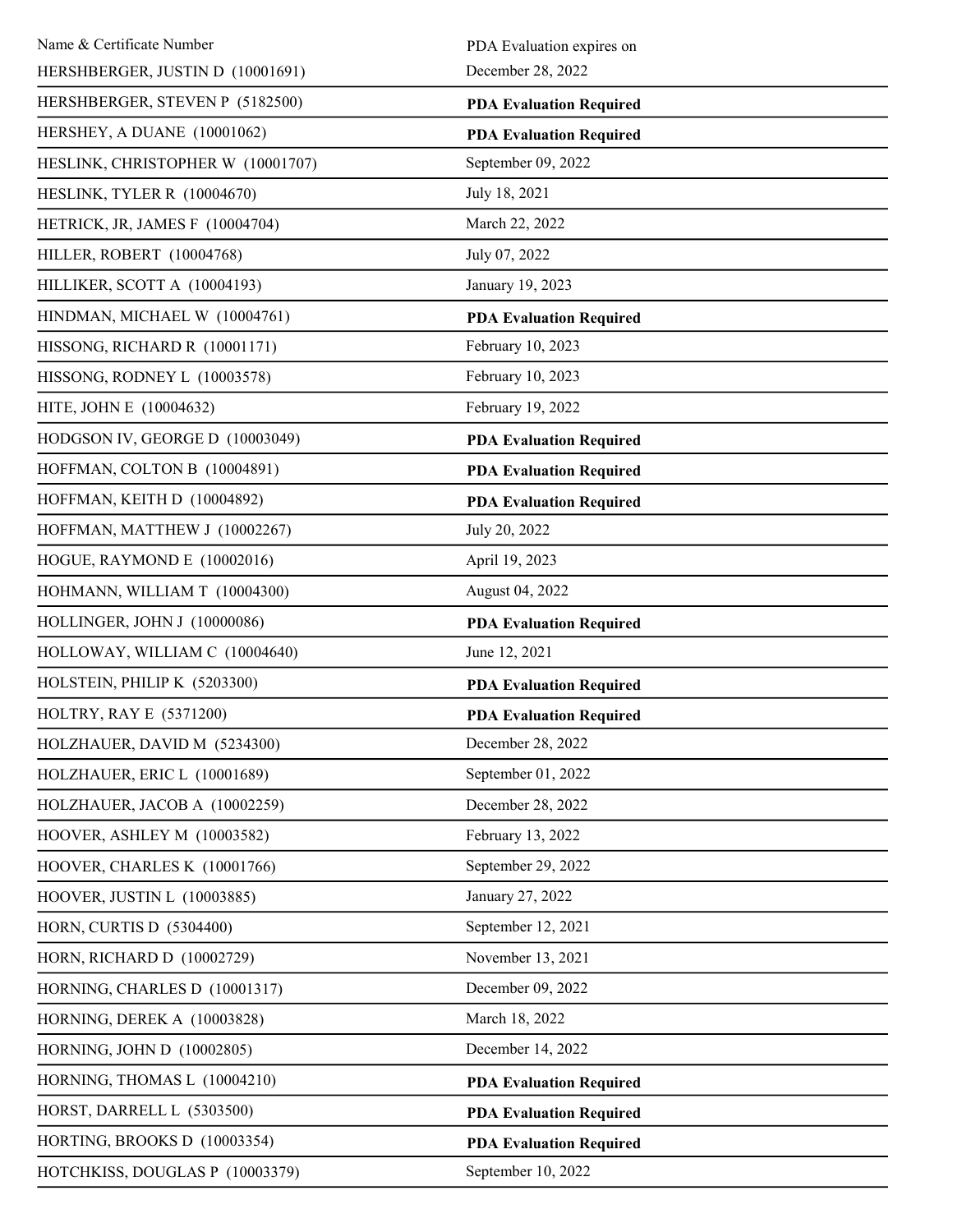| Name & Certificate Number | PDA Evaluation expires on |
|---|---|
| HERSHBERGER, JUSTIN D (10001691) | December 28, 2022 |
| HERSHBERGER, STEVEN P (5182500) | **PDA Evaluation Required** |
| HERSHEY, A DUANE (10001062) | **PDA Evaluation Required** |
| HESLINK, CHRISTOPHER W (10001707) | September 09, 2022 |
| HESLINK, TYLER R (10004670) | July 18, 2021 |
| HETRICK, JR, JAMES F (10004704) | March 22, 2022 |
| HILLER, ROBERT (10004768) | July 07, 2022 |
| HILLIKER, SCOTT A (10004193) | January 19, 2023 |
| HINDMAN, MICHAEL W (10004761) | **PDA Evaluation Required** |
| HISSONG, RICHARD R (10001171) | February 10, 2023 |
| HISSONG, RODNEY L (10003578) | February 10, 2023 |
| HITE, JOHN E (10004632) | February 19, 2022 |
| HODGSON IV, GEORGE D (10003049) | **PDA Evaluation Required** |
| HOFFMAN, COLTON B (10004891) | **PDA Evaluation Required** |
| HOFFMAN, KEITH D (10004892) | **PDA Evaluation Required** |
| HOFFMAN, MATTHEW J (10002267) | July 20, 2022 |
| HOGUE, RAYMOND E (10002016) | April 19, 2023 |
| HOHMANN, WILLIAM T (10004300) | August 04, 2022 |
| HOLLINGER, JOHN J (10000086) | **PDA Evaluation Required** |
| HOLLOWAY, WILLIAM C (10004640) | June 12, 2021 |
| HOLSTEIN, PHILIP K (5203300) | **PDA Evaluation Required** |
| HOLTRY, RAY E (5371200) | **PDA Evaluation Required** |
| HOLZHAUER, DAVID M (5234300) | December 28, 2022 |
| HOLZHAUER, ERIC L (10001689) | September 01, 2022 |
| HOLZHAUER, JACOB A (10002259) | December 28, 2022 |
| HOOVER, ASHLEY M (10003582) | February 13, 2022 |
| HOOVER, CHARLES K (10001766) | September 29, 2022 |
| HOOVER, JUSTIN L (10003885) | January 27, 2022 |
| HORN, CURTIS D (5304400) | September 12, 2021 |
| HORN, RICHARD D (10002729) | November 13, 2021 |
| HORNING, CHARLES D (10001317) | December 09, 2022 |
| HORNING, DEREK A (10003828) | March 18, 2022 |
| HORNING, JOHN D (10002805) | December 14, 2022 |
| HORNING, THOMAS L (10004210) | **PDA Evaluation Required** |
| HORST, DARRELL L (5303500) | **PDA Evaluation Required** |
| HORTING, BROOKS D (10003354) | **PDA Evaluation Required** |
| HOTCHKISS, DOUGLAS P (10003379) | September 10, 2022 |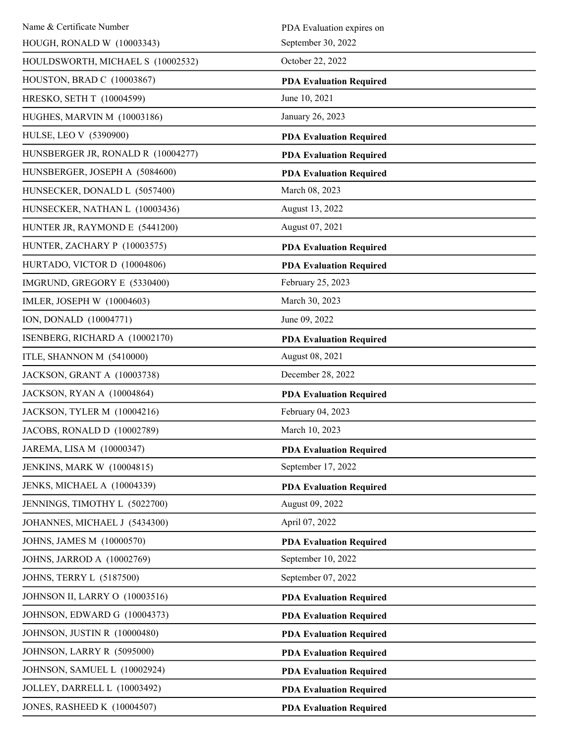| Name & Certificate Number | PDA Evaluation expires on |
| --- | --- |
| HOUGH, RONALD W (10003343) | September 30, 2022 |
| HOULDSWORTH, MICHAEL S (10002532) | October 22, 2022 |
| HOUSTON, BRAD C (10003867) | **PDA Evaluation Required** |
| HRESKO, SETH T (10004599) | June 10, 2021 |
| HUGHES, MARVIN M (10003186) | January 26, 2023 |
| HULSE, LEO V (5390900) | **PDA Evaluation Required** |
| HUNSBERGER JR, RONALD R (10004277) | **PDA Evaluation Required** |
| HUNSBERGER, JOSEPH A (5084600) | **PDA Evaluation Required** |
| HUNSECKER, DONALD L (5057400) | March 08, 2023 |
| HUNSECKER, NATHAN L (10003436) | August 13, 2022 |
| HUNTER JR, RAYMOND E (5441200) | August 07, 2021 |
| HUNTER, ZACHARY P (10003575) | **PDA Evaluation Required** |
| HURTADO, VICTOR D (10004806) | **PDA Evaluation Required** |
| IMGRUND, GREGORY E (5330400) | February 25, 2023 |
| IMLER, JOSEPH W (10004603) | March 30, 2023 |
| ION, DONALD (10004771) | June 09, 2022 |
| ISENBERG, RICHARD A (10002170) | **PDA Evaluation Required** |
| ITLE, SHANNON M (5410000) | August 08, 2021 |
| JACKSON, GRANT A (10003738) | December 28, 2022 |
| JACKSON, RYAN A (10004864) | **PDA Evaluation Required** |
| JACKSON, TYLER M (10004216) | February 04, 2023 |
| JACOBS, RONALD D (10002789) | March 10, 2023 |
| JAREMA, LISA M (10000347) | **PDA Evaluation Required** |
| JENKINS, MARK W (10004815) | September 17, 2022 |
| JENKS, MICHAEL A (10004339) | **PDA Evaluation Required** |
| JENNINGS, TIMOTHY L (5022700) | August 09, 2022 |
| JOHANNES, MICHAEL J (5434300) | April 07, 2022 |
| JOHNS, JAMES M (10000570) | **PDA Evaluation Required** |
| JOHNS, JARROD A (10002769) | September 10, 2022 |
| JOHNS, TERRY L (5187500) | September 07, 2022 |
| JOHNSON II, LARRY O (10003516) | **PDA Evaluation Required** |
| JOHNSON, EDWARD G (10004373) | **PDA Evaluation Required** |
| JOHNSON, JUSTIN R (10000480) | **PDA Evaluation Required** |
| JOHNSON, LARRY R (5095000) | **PDA Evaluation Required** |
| JOHNSON, SAMUEL L (10002924) | **PDA Evaluation Required** |
| JOLLEY, DARRELL L (10003492) | **PDA Evaluation Required** |
| JONES, RASHEED K (10004507) | **PDA Evaluation Required** |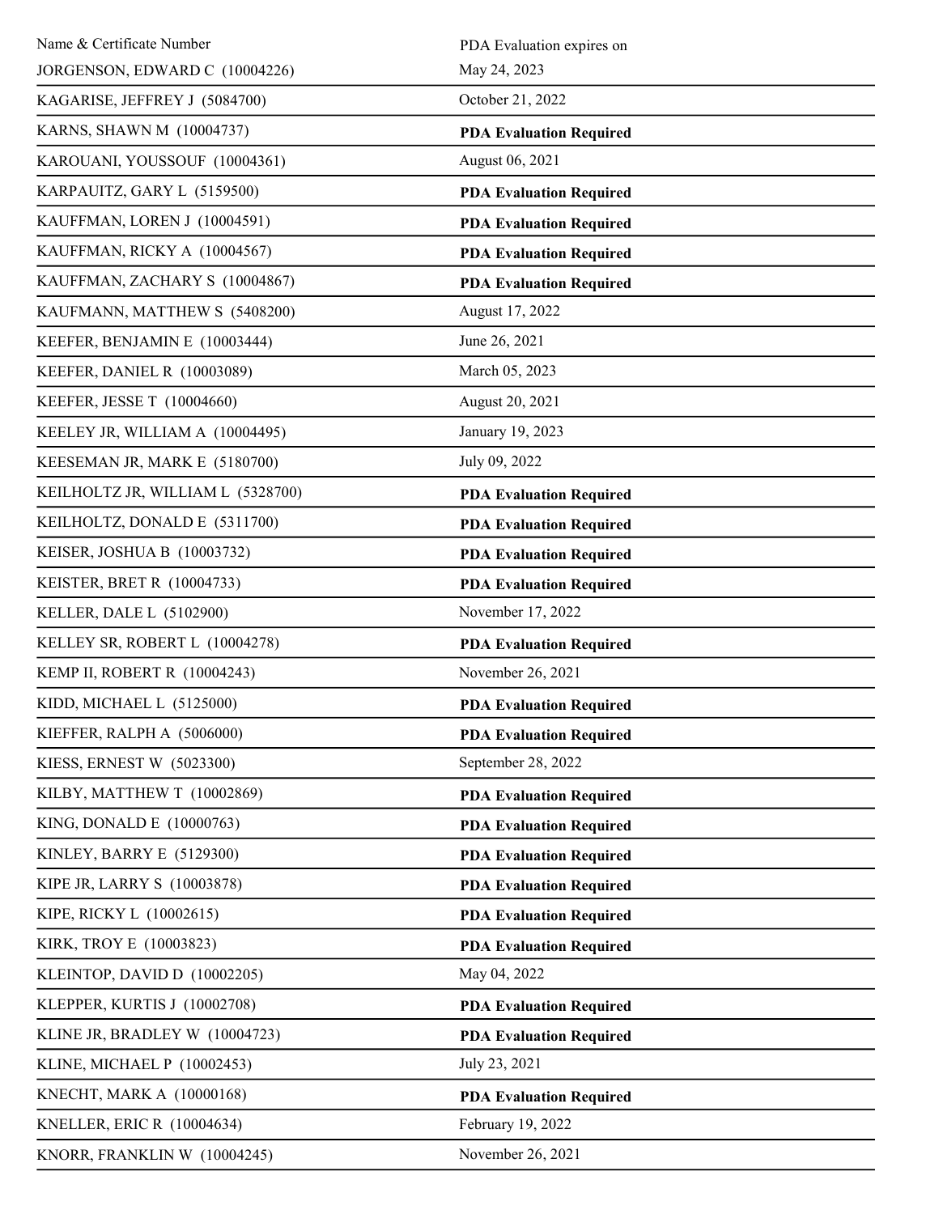| Name & Certificate Number | PDA Evaluation expires on |
| --- | --- |
| JORGENSON, EDWARD C (10004226) | May 24, 2023 |
| KAGARISE, JEFFREY J (5084700) | October 21, 2022 |
| KARNS, SHAWN M (10004737) | **PDA Evaluation Required** |
| KAROUANI, YOUSSOUF (10004361) | August 06, 2021 |
| KARPAUITZ, GARY L (5159500) | **PDA Evaluation Required** |
| KAUFFMAN, LOREN J (10004591) | **PDA Evaluation Required** |
| KAUFFMAN, RICKY A (10004567) | **PDA Evaluation Required** |
| KAUFFMAN, ZACHARY S (10004867) | **PDA Evaluation Required** |
| KAUFMANN, MATTHEW S (5408200) | August 17, 2022 |
| KEEFER, BENJAMIN E (10003444) | June 26, 2021 |
| KEEFER, DANIEL R (10003089) | March 05, 2023 |
| KEEFER, JESSE T (10004660) | August 20, 2021 |
| KEELEY JR, WILLIAM A (10004495) | January 19, 2023 |
| KEESEMAN JR, MARK E (5180700) | July 09, 2022 |
| KEILHOLTZ JR, WILLIAM L (5328700) | **PDA Evaluation Required** |
| KEILHOLTZ, DONALD E (5311700) | **PDA Evaluation Required** |
| KEISER, JOSHUA B (10003732) | **PDA Evaluation Required** |
| KEISTER, BRET R (10004733) | **PDA Evaluation Required** |
| KELLER, DALE L (5102900) | November 17, 2022 |
| KELLEY SR, ROBERT L (10004278) | **PDA Evaluation Required** |
| KEMP II, ROBERT R (10004243) | November 26, 2021 |
| KIDD, MICHAEL L (5125000) | **PDA Evaluation Required** |
| KIEFFER, RALPH A (5006000) | **PDA Evaluation Required** |
| KIESS, ERNEST W (5023300) | September 28, 2022 |
| KILBY, MATTHEW T (10002869) | **PDA Evaluation Required** |
| KING, DONALD E (10000763) | **PDA Evaluation Required** |
| KINLEY, BARRY E (5129300) | **PDA Evaluation Required** |
| KIPE JR, LARRY S (10003878) | **PDA Evaluation Required** |
| KIPE, RICKY L (10002615) | **PDA Evaluation Required** |
| KIRK, TROY E (10003823) | **PDA Evaluation Required** |
| KLEINTOP, DAVID D (10002205) | May 04, 2022 |
| KLEPPER, KURTIS J (10002708) | **PDA Evaluation Required** |
| KLINE JR, BRADLEY W (10004723) | **PDA Evaluation Required** |
| KLINE, MICHAEL P (10002453) | July 23, 2021 |
| KNECHT, MARK A (10000168) | **PDA Evaluation Required** |
| KNELLER, ERIC R (10004634) | February 19, 2022 |
| KNORR, FRANKLIN W (10004245) | November 26, 2021 |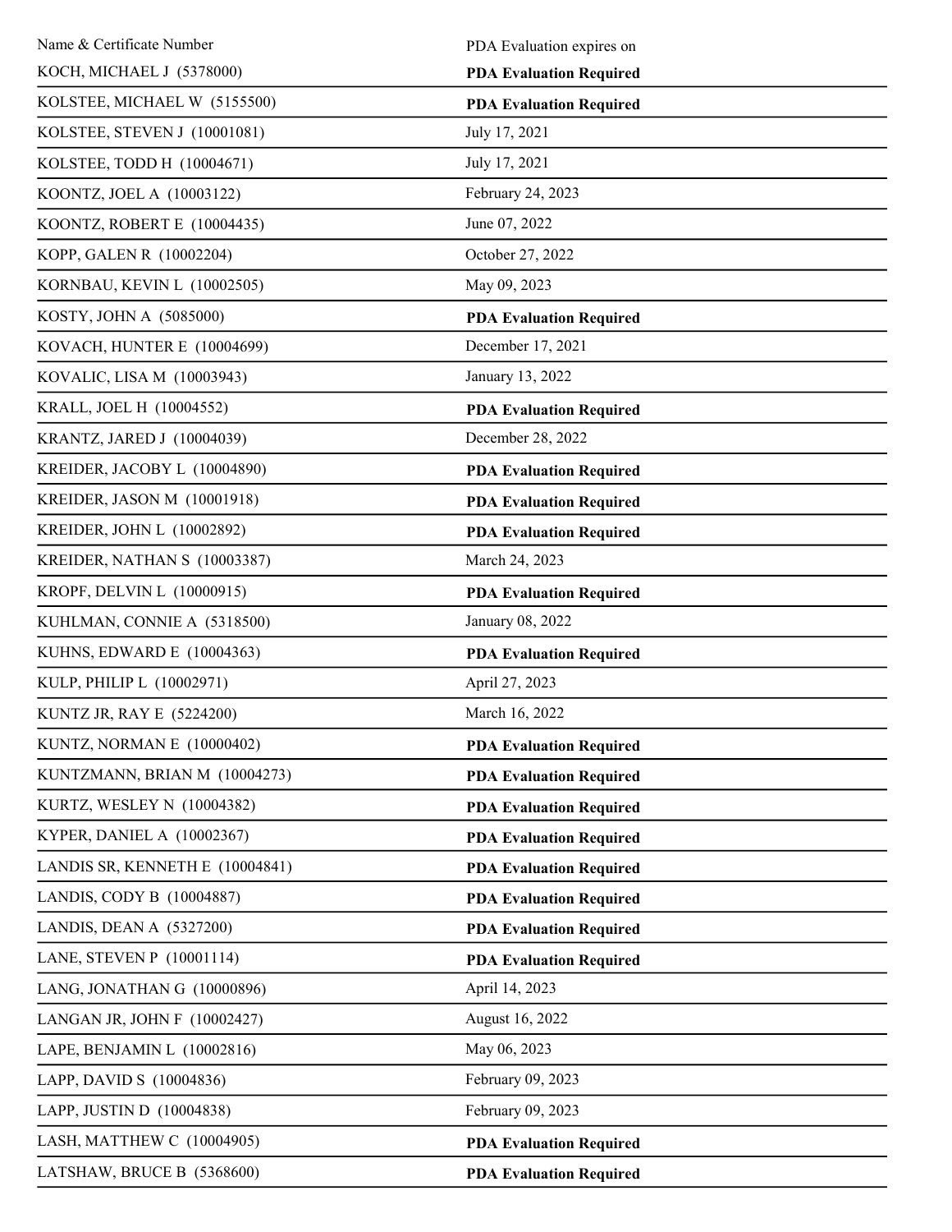| Name & Certificate Number | PDA Evaluation expires on |
| --- | --- |
| KOCH, MICHAEL J (5378000) | **PDA Evaluation Required** |
| KOLSTEE, MICHAEL W (5155500) | **PDA Evaluation Required** |
| KOLSTEE, STEVEN J (10001081) | July 17, 2021 |
| KOLSTEE, TODD H (10004671) | July 17, 2021 |
| KOONTZ, JOEL A (10003122) | February 24, 2023 |
| KOONTZ, ROBERT E (10004435) | June 07, 2022 |
| KOPP, GALEN R (10002204) | October 27, 2022 |
| KORNBAU, KEVIN L (10002505) | May 09, 2023 |
| KOSTY, JOHN A (5085000) | **PDA Evaluation Required** |
| KOVACH, HUNTER E (10004699) | December 17, 2021 |
| KOVALIC, LISA M (10003943) | January 13, 2022 |
| KRALL, JOEL H (10004552) | **PDA Evaluation Required** |
| KRANTZ, JARED J (10004039) | December 28, 2022 |
| KREIDER, JACOBY L (10004890) | **PDA Evaluation Required** |
| KREIDER, JASON M (10001918) | **PDA Evaluation Required** |
| KREIDER, JOHN L (10002892) | **PDA Evaluation Required** |
| KREIDER, NATHAN S (10003387) | March 24, 2023 |
| KROPF, DELVIN L (10000915) | **PDA Evaluation Required** |
| KUHLMAN, CONNIE A (5318500) | January 08, 2022 |
| KUHNS, EDWARD E (10004363) | **PDA Evaluation Required** |
| KULP, PHILIP L (10002971) | April 27, 2023 |
| KUNTZ JR, RAY E (5224200) | March 16, 2022 |
| KUNTZ, NORMAN E (10000402) | **PDA Evaluation Required** |
| KUNTZMANN, BRIAN M (10004273) | **PDA Evaluation Required** |
| KURTZ, WESLEY N (10004382) | **PDA Evaluation Required** |
| KYPER, DANIEL A (10002367) | **PDA Evaluation Required** |
| LANDIS SR, KENNETH E (10004841) | **PDA Evaluation Required** |
| LANDIS, CODY B (10004887) | **PDA Evaluation Required** |
| LANDIS, DEAN A (5327200) | **PDA Evaluation Required** |
| LANE, STEVEN P (10001114) | **PDA Evaluation Required** |
| LANG, JONATHAN G (10000896) | April 14, 2023 |
| LANGAN JR, JOHN F (10002427) | August 16, 2022 |
| LAPE, BENJAMIN L (10002816) | May 06, 2023 |
| LAPP, DAVID S (10004836) | February 09, 2023 |
| LAPP, JUSTIN D (10004838) | February 09, 2023 |
| LASH, MATTHEW C (10004905) | **PDA Evaluation Required** |
| LATSHAW, BRUCE B (5368600) | **PDA Evaluation Required** |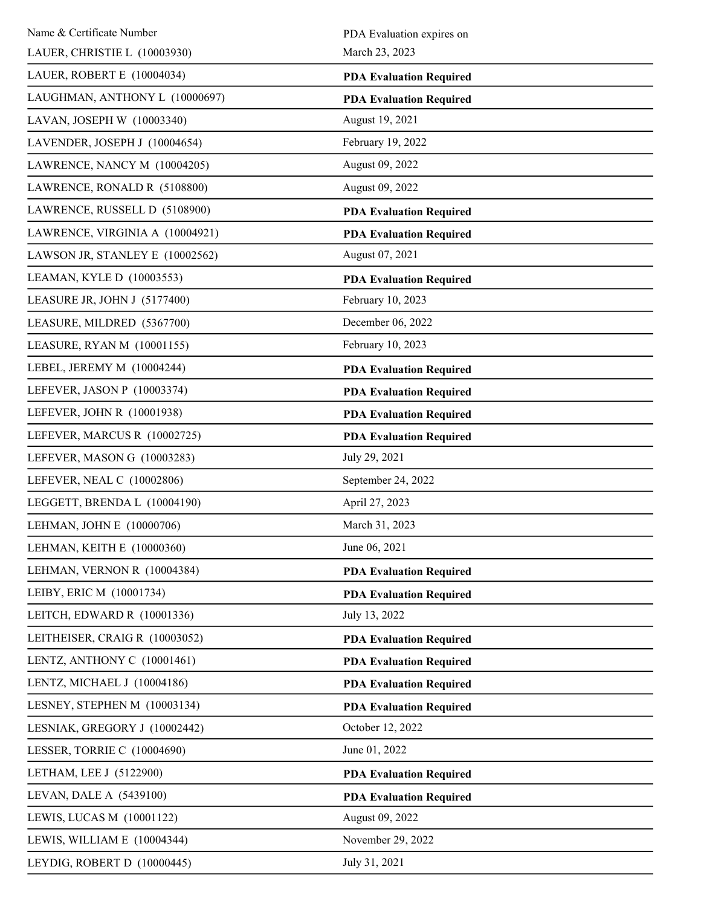| Name & Certificate Number | PDA Evaluation expires on |
| --- | --- |
| LAUER, CHRISTIE L (10003930) | March 23, 2023 |
| LAUER, ROBERT E (10004034) | **PDA Evaluation Required** |
| LAUGHMAN, ANTHONY L (10000697) | **PDA Evaluation Required** |
| LAVAN, JOSEPH W (10003340) | August 19, 2021 |
| LAVENDER, JOSEPH J (10004654) | February 19, 2022 |
| LAWRENCE, NANCY M (10004205) | August 09, 2022 |
| LAWRENCE, RONALD R (5108800) | August 09, 2022 |
| LAWRENCE, RUSSELL D (5108900) | **PDA Evaluation Required** |
| LAWRENCE, VIRGINIA A (10004921) | **PDA Evaluation Required** |
| LAWSON JR, STANLEY E (10002562) | August 07, 2021 |
| LEAMAN, KYLE D (10003553) | **PDA Evaluation Required** |
| LEASURE JR, JOHN J (5177400) | February 10, 2023 |
| LEASURE, MILDRED (5367700) | December 06, 2022 |
| LEASURE, RYAN M (10001155) | February 10, 2023 |
| LEBEL, JEREMY M (10004244) | **PDA Evaluation Required** |
| LEFEVER, JASON P (10003374) | **PDA Evaluation Required** |
| LEFEVER, JOHN R (10001938) | **PDA Evaluation Required** |
| LEFEVER, MARCUS R (10002725) | **PDA Evaluation Required** |
| LEFEVER, MASON G (10003283) | July 29, 2021 |
| LEFEVER, NEAL C (10002806) | September 24, 2022 |
| LEGGETT, BRENDA L (10004190) | April 27, 2023 |
| LEHMAN, JOHN E (10000706) | March 31, 2023 |
| LEHMAN, KEITH E (10000360) | June 06, 2021 |
| LEHMAN, VERNON R (10004384) | **PDA Evaluation Required** |
| LEIBY, ERIC M (10001734) | **PDA Evaluation Required** |
| LEITCH, EDWARD R (10001336) | July 13, 2022 |
| LEITHEISER, CRAIG R (10003052) | **PDA Evaluation Required** |
| LENTZ, ANTHONY C (10001461) | **PDA Evaluation Required** |
| LENTZ, MICHAEL J (10004186) | **PDA Evaluation Required** |
| LESNEY, STEPHEN M (10003134) | **PDA Evaluation Required** |
| LESNIAK, GREGORY J (10002442) | October 12, 2022 |
| LESSER, TORRIE C (10004690) | June 01, 2022 |
| LETHAM, LEE J (5122900) | **PDA Evaluation Required** |
| LEVAN, DALE A (5439100) | **PDA Evaluation Required** |
| LEWIS, LUCAS M (10001122) | August 09, 2022 |
| LEWIS, WILLIAM E (10004344) | November 29, 2022 |
| LEYDIG, ROBERT D (10000445) | July 31, 2021 |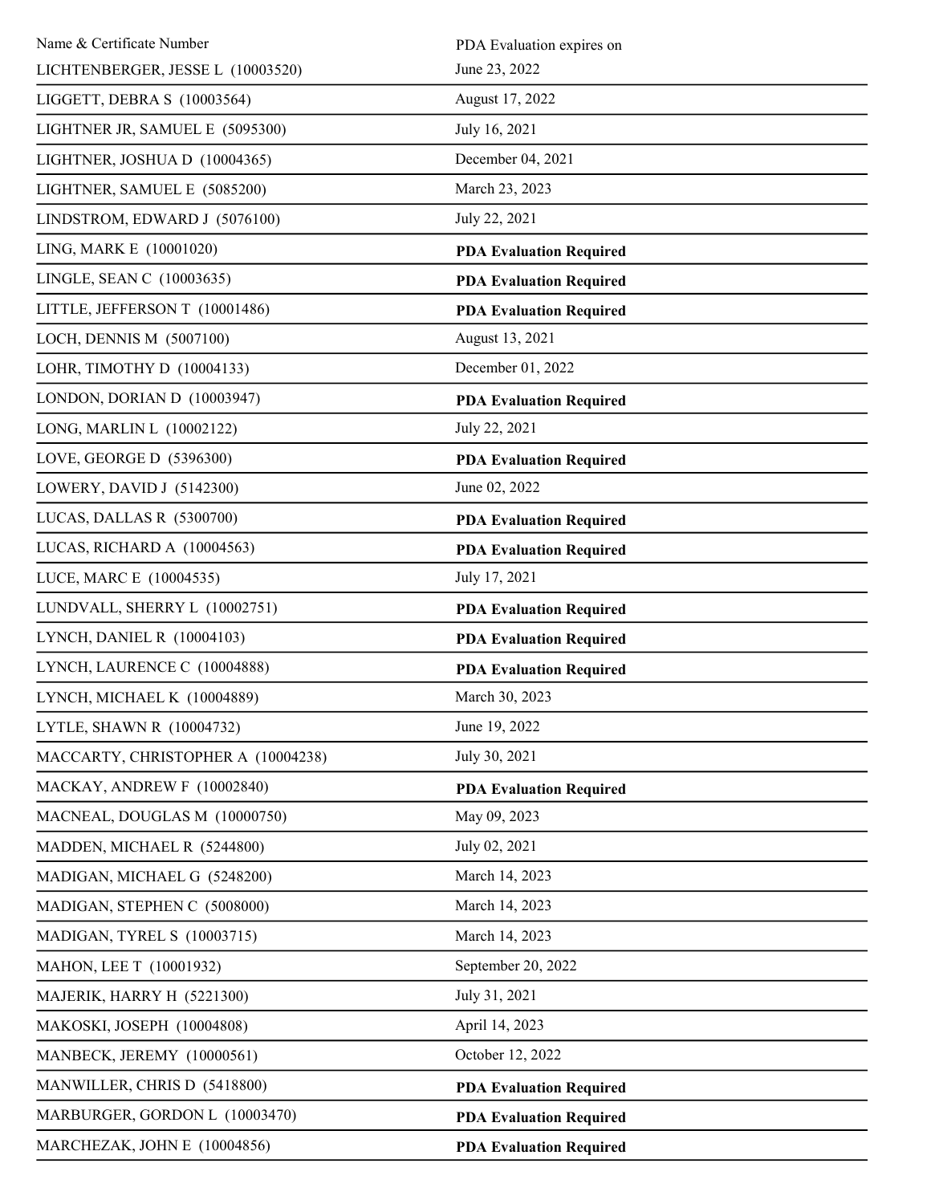| Name & Certificate Number | PDA Evaluation expires on |
| --- | --- |
| LICHTENBERGER, JESSE L (10003520) | June 23, 2022 |
| LIGGETT, DEBRA S (10003564) | August 17, 2022 |
| LIGHTNER JR, SAMUEL E (5095300) | July 16, 2021 |
| LIGHTNER, JOSHUA D (10004365) | December 04, 2021 |
| LIGHTNER, SAMUEL E (5085200) | March 23, 2023 |
| LINDSTROM, EDWARD J (5076100) | July 22, 2021 |
| LING, MARK E (10001020) | **PDA Evaluation Required** |
| LINGLE, SEAN C (10003635) | **PDA Evaluation Required** |
| LITTLE, JEFFERSON T (10001486) | **PDA Evaluation Required** |
| LOCH, DENNIS M (5007100) | August 13, 2021 |
| LOHR, TIMOTHY D (10004133) | December 01, 2022 |
| LONDON, DORIAN D (10003947) | **PDA Evaluation Required** |
| LONG, MARLIN L (10002122) | July 22, 2021 |
| LOVE, GEORGE D (5396300) | **PDA Evaluation Required** |
| LOWERY, DAVID J (5142300) | June 02, 2022 |
| LUCAS, DALLAS R (5300700) | **PDA Evaluation Required** |
| LUCAS, RICHARD A (10004563) | **PDA Evaluation Required** |
| LUCE, MARC E (10004535) | July 17, 2021 |
| LUNDVALL, SHERRY L (10002751) | **PDA Evaluation Required** |
| LYNCH, DANIEL R (10004103) | **PDA Evaluation Required** |
| LYNCH, LAURENCE C (10004888) | **PDA Evaluation Required** |
| LYNCH, MICHAEL K (10004889) | March 30, 2023 |
| LYTLE, SHAWN R (10004732) | June 19, 2022 |
| MACCARTY, CHRISTOPHER A (10004238) | July 30, 2021 |
| MACKAY, ANDREW F (10002840) | **PDA Evaluation Required** |
| MACNEAL, DOUGLAS M (10000750) | May 09, 2023 |
| MADDEN, MICHAEL R (5244800) | July 02, 2021 |
| MADIGAN, MICHAEL G (5248200) | March 14, 2023 |
| MADIGAN, STEPHEN C (5008000) | March 14, 2023 |
| MADIGAN, TYREL S (10003715) | March 14, 2023 |
| MAHON, LEE T (10001932) | September 20, 2022 |
| MAJERIK, HARRY H (5221300) | July 31, 2021 |
| MAKOSKI, JOSEPH (10004808) | April 14, 2023 |
| MANBECK, JEREMY (10000561) | October 12, 2022 |
| MANWILLER, CHRIS D (5418800) | **PDA Evaluation Required** |
| MARBURGER, GORDON L (10003470) | **PDA Evaluation Required** |
| MARCHEZAK, JOHN E (10004856) | **PDA Evaluation Required** |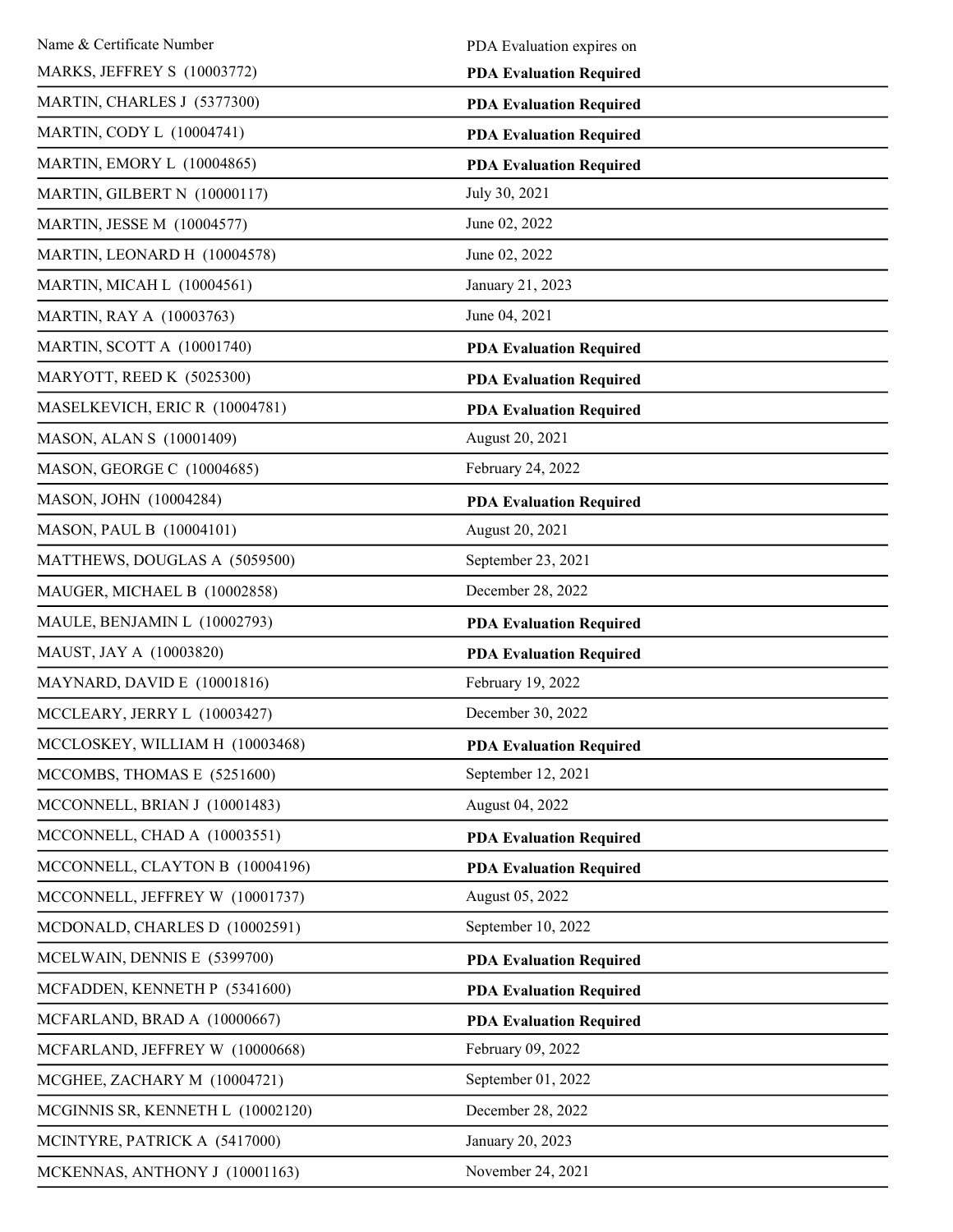| Name & Certificate Number | PDA Evaluation expires on |
|---|---|
| MARKS, JEFFREY S (10003772) | **PDA Evaluation Required** |
| MARTIN, CHARLES J (5377300) | **PDA Evaluation Required** |
| MARTIN, CODY L (10004741) | **PDA Evaluation Required** |
| MARTIN, EMORY L (10004865) | **PDA Evaluation Required** |
| MARTIN, GILBERT N (10000117) | July 30, 2021 |
| MARTIN, JESSE M (10004577) | June 02, 2022 |
| MARTIN, LEONARD H (10004578) | June 02, 2022 |
| MARTIN, MICAH L (10004561) | January 21, 2023 |
| MARTIN, RAY A (10003763) | June 04, 2021 |
| MARTIN, SCOTT A (10001740) | **PDA Evaluation Required** |
| MARYOTT, REED K (5025300) | **PDA Evaluation Required** |
| MASELKEVICH, ERIC R (10004781) | **PDA Evaluation Required** |
| MASON, ALAN S (10001409) | August 20, 2021 |
| MASON, GEORGE C (10004685) | February 24, 2022 |
| MASON, JOHN (10004284) | **PDA Evaluation Required** |
| MASON, PAUL B (10004101) | August 20, 2021 |
| MATTHEWS, DOUGLAS A (5059500) | September 23, 2021 |
| MAUGER, MICHAEL B (10002858) | December 28, 2022 |
| MAULE, BENJAMIN L (10002793) | **PDA Evaluation Required** |
| MAUST, JAY A (10003820) | **PDA Evaluation Required** |
| MAYNARD, DAVID E (10001816) | February 19, 2022 |
| MCCLEARY, JERRY L (10003427) | December 30, 2022 |
| MCCLOSKEY, WILLIAM H (10003468) | **PDA Evaluation Required** |
| MCCOMBS, THOMAS E (5251600) | September 12, 2021 |
| MCCONNELL, BRIAN J (10001483) | August 04, 2022 |
| MCCONNELL, CHAD A (10003551) | **PDA Evaluation Required** |
| MCCONNELL, CLAYTON B (10004196) | **PDA Evaluation Required** |
| MCCONNELL, JEFFREY W (10001737) | August 05, 2022 |
| MCDONALD, CHARLES D (10002591) | September 10, 2022 |
| MCELWAIN, DENNIS E (5399700) | **PDA Evaluation Required** |
| MCFADDEN, KENNETH P (5341600) | **PDA Evaluation Required** |
| MCFARLAND, BRAD A (10000667) | **PDA Evaluation Required** |
| MCFARLAND, JEFFREY W (10000668) | February 09, 2022 |
| MCGHEE, ZACHARY M (10004721) | September 01, 2022 |
| MCGINNIS SR, KENNETH L (10002120) | December 28, 2022 |
| MCINTYRE, PATRICK A (5417000) | January 20, 2023 |
| MCKENNAS, ANTHONY J (10001163) | November 24, 2021 |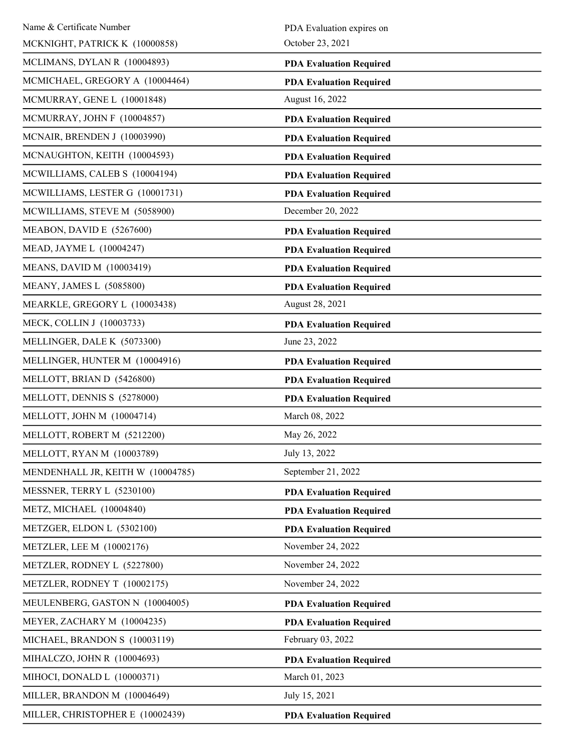| Name & Certificate Number | PDA Evaluation expires on |
|---|---|
| MCKNIGHT, PATRICK K (10000858) | October 23, 2021 |
| MCLIMANS, DYLAN R (10004893) | **PDA Evaluation Required** |
| MCMICHAEL, GREGORY A (10004464) | **PDA Evaluation Required** |
| MCMURRAY, GENE L (10001848) | August 16, 2022 |
| MCMURRAY, JOHN F (10004857) | **PDA Evaluation Required** |
| MCNAIR, BRENDEN J (10003990) | **PDA Evaluation Required** |
| MCNAUGHTON, KEITH (10004593) | **PDA Evaluation Required** |
| MCWILLIAMS, CALEB S (10004194) | **PDA Evaluation Required** |
| MCWILLIAMS, LESTER G (10001731) | **PDA Evaluation Required** |
| MCWILLIAMS, STEVE M (5058900) | December 20, 2022 |
| MEABON, DAVID E (5267600) | **PDA Evaluation Required** |
| MEAD, JAYME L (10004247) | **PDA Evaluation Required** |
| MEANS, DAVID M (10003419) | **PDA Evaluation Required** |
| MEANY, JAMES L (5085800) | **PDA Evaluation Required** |
| MEARKLE, GREGORY L (10003438) | August 28, 2021 |
| MECK, COLLIN J (10003733) | **PDA Evaluation Required** |
| MELLINGER, DALE K (5073300) | June 23, 2022 |
| MELLINGER, HUNTER M (10004916) | **PDA Evaluation Required** |
| MELLOTT, BRIAN D (5426800) | **PDA Evaluation Required** |
| MELLOTT, DENNIS S (5278000) | **PDA Evaluation Required** |
| MELLOTT, JOHN M (10004714) | March 08, 2022 |
| MELLOTT, ROBERT M (5212200) | May 26, 2022 |
| MELLOTT, RYAN M (10003789) | July 13, 2022 |
| MENDENHALL JR, KEITH W (10004785) | September 21, 2022 |
| MESSNER, TERRY L (5230100) | **PDA Evaluation Required** |
| METZ, MICHAEL (10004840) | **PDA Evaluation Required** |
| METZGER, ELDON L (5302100) | **PDA Evaluation Required** |
| METZLER, LEE M (10002176) | November 24, 2022 |
| METZLER, RODNEY L (5227800) | November 24, 2022 |
| METZLER, RODNEY T (10002175) | November 24, 2022 |
| MEULENBERG, GASTON N (10004005) | **PDA Evaluation Required** |
| MEYER, ZACHARY M (10004235) | **PDA Evaluation Required** |
| MICHAEL, BRANDON S (10003119) | February 03, 2022 |
| MIHALCZO, JOHN R (10004693) | **PDA Evaluation Required** |
| MIHOCI, DONALD L (10000371) | March 01, 2023 |
| MILLER, BRANDON M (10004649) | July 15, 2021 |
| MILLER, CHRISTOPHER E (10002439) | **PDA Evaluation Required** |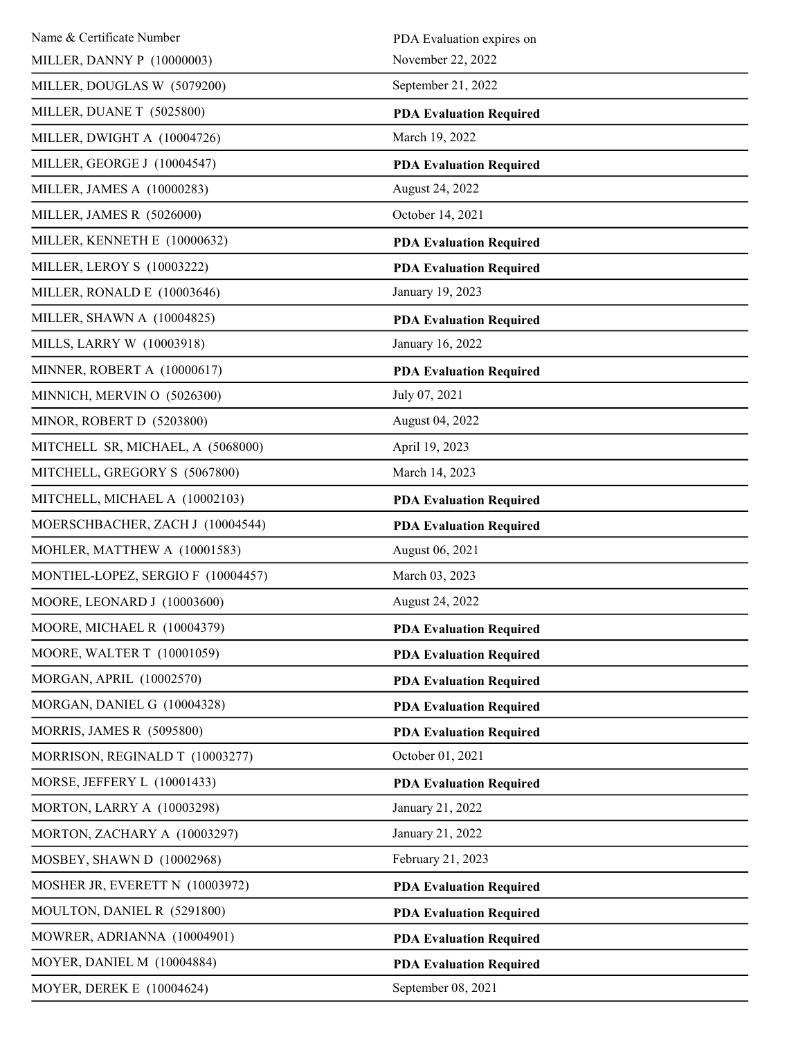| Name & Certificate Number | PDA Evaluation expires on |
| --- | --- |
| MILLER, DANNY P (10000003) | November 22, 2022 |
| MILLER, DOUGLAS W (5079200) | September 21, 2022 |
| MILLER, DUANE T (5025800) | **PDA Evaluation Required** |
| MILLER, DWIGHT A (10004726) | March 19, 2022 |
| MILLER, GEORGE J (10004547) | **PDA Evaluation Required** |
| MILLER, JAMES A (10000283) | August 24, 2022 |
| MILLER, JAMES R (5026000) | October 14, 2021 |
| MILLER, KENNETH E (10000632) | **PDA Evaluation Required** |
| MILLER, LEROY S (10003222) | **PDA Evaluation Required** |
| MILLER, RONALD E (10003646) | January 19, 2023 |
| MILLER, SHAWN A (10004825) | **PDA Evaluation Required** |
| MILLS, LARRY W (10003918) | January 16, 2022 |
| MINNER, ROBERT A (10000617) | **PDA Evaluation Required** |
| MINNICH, MERVIN O (5026300) | July 07, 2021 |
| MINOR, ROBERT D (5203800) | August 04, 2022 |
| MITCHELL SR, MICHAEL, A (5068000) | April 19, 2023 |
| MITCHELL, GREGORY S (5067800) | March 14, 2023 |
| MITCHELL, MICHAEL A (10002103) | **PDA Evaluation Required** |
| MOERSCHBACHER, ZACH J (10004544) | **PDA Evaluation Required** |
| MOHLER, MATTHEW A (10001583) | August 06, 2021 |
| MONTIEL-LOPEZ, SERGIO F (10004457) | March 03, 2023 |
| MOORE, LEONARD J (10003600) | August 24, 2022 |
| MOORE, MICHAEL R (10004379) | **PDA Evaluation Required** |
| MOORE, WALTER T (10001059) | **PDA Evaluation Required** |
| MORGAN, APRIL (10002570) | **PDA Evaluation Required** |
| MORGAN, DANIEL G (10004328) | **PDA Evaluation Required** |
| MORRIS, JAMES R (5095800) | **PDA Evaluation Required** |
| MORRISON, REGINALD T (10003277) | October 01, 2021 |
| MORSE, JEFFERY L (10001433) | **PDA Evaluation Required** |
| MORTON, LARRY A (10003298) | January 21, 2022 |
| MORTON, ZACHARY A (10003297) | January 21, 2022 |
| MOSBEY, SHAWN D (10002968) | February 21, 2023 |
| MOSHER JR, EVERETT N (10003972) | **PDA Evaluation Required** |
| MOULTON, DANIEL R (5291800) | **PDA Evaluation Required** |
| MOWRER, ADRIANNA (10004901) | **PDA Evaluation Required** |
| MOYER, DANIEL M (10004884) | **PDA Evaluation Required** |
| MOYER, DEREK E (10004624) | September 08, 2021 |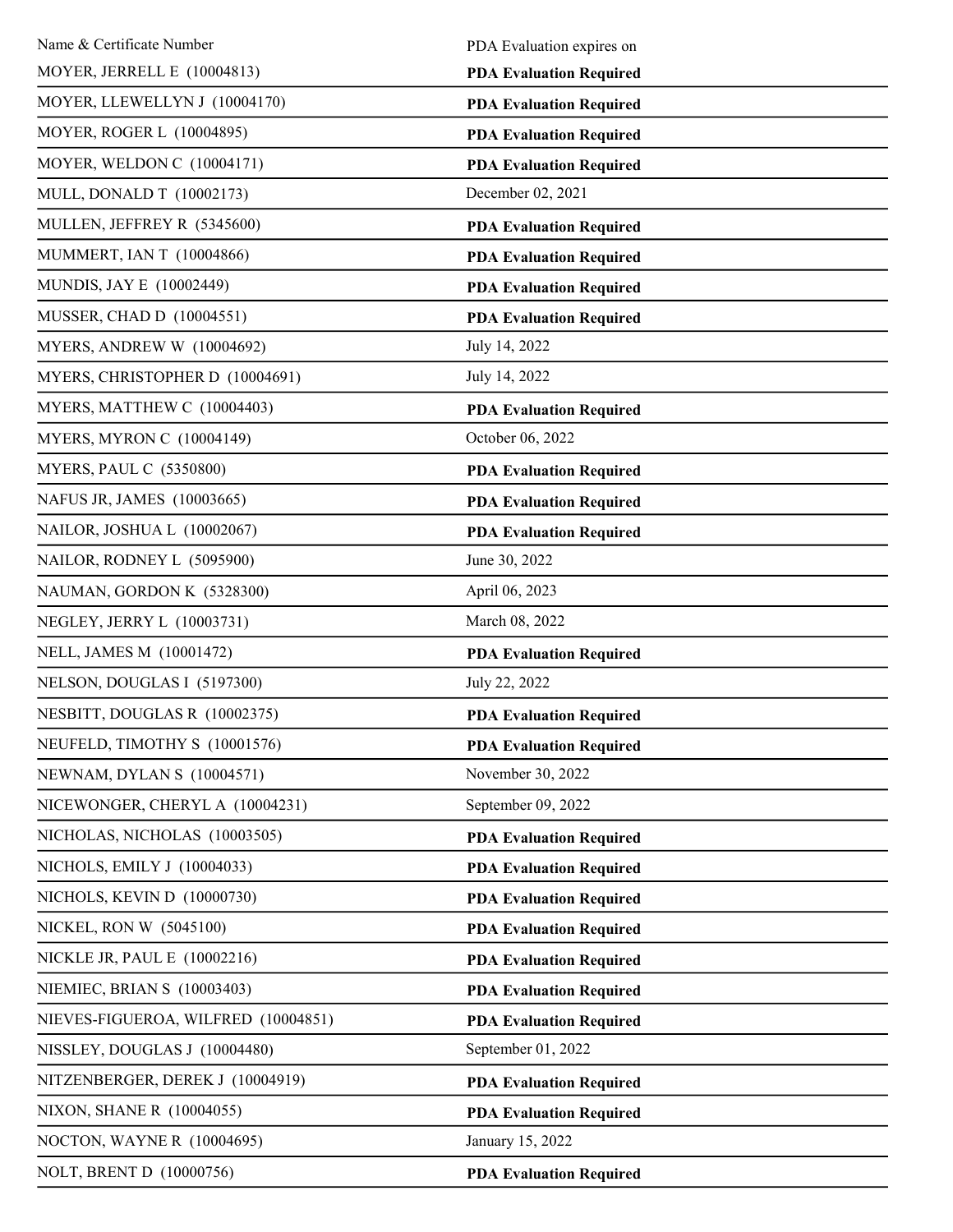| Name & Certificate Number | PDA Evaluation expires on |
| --- | --- |
| MOYER, JERRELL E (10004813) | **PDA Evaluation Required** |
| MOYER, LLEWELLYN J (10004170) | **PDA Evaluation Required** |
| MOYER, ROGER L (10004895) | **PDA Evaluation Required** |
| MOYER, WELDON C (10004171) | **PDA Evaluation Required** |
| MULL, DONALD T (10002173) | December 02, 2021 |
| MULLEN, JEFFREY R (5345600) | **PDA Evaluation Required** |
| MUMMERT, IAN T (10004866) | **PDA Evaluation Required** |
| MUNDIS, JAY E (10002449) | **PDA Evaluation Required** |
| MUSSER, CHAD D (10004551) | **PDA Evaluation Required** |
| MYERS, ANDREW W (10004692) | July 14, 2022 |
| MYERS, CHRISTOPHER D (10004691) | July 14, 2022 |
| MYERS, MATTHEW C (10004403) | **PDA Evaluation Required** |
| MYERS, MYRON C (10004149) | October 06, 2022 |
| MYERS, PAUL C (5350800) | **PDA Evaluation Required** |
| NAFUS JR, JAMES (10003665) | **PDA Evaluation Required** |
| NAILOR, JOSHUA L (10002067) | **PDA Evaluation Required** |
| NAILOR, RODNEY L (5095900) | June 30, 2022 |
| NAUMAN, GORDON K (5328300) | April 06, 2023 |
| NEGLEY, JERRY L (10003731) | March 08, 2022 |
| NELL, JAMES M (10001472) | **PDA Evaluation Required** |
| NELSON, DOUGLAS I (5197300) | July 22, 2022 |
| NESBITT, DOUGLAS R (10002375) | **PDA Evaluation Required** |
| NEUFELD, TIMOTHY S (10001576) | **PDA Evaluation Required** |
| NEWNAM, DYLAN S (10004571) | November 30, 2022 |
| NICEWONGER, CHERYL A (10004231) | September 09, 2022 |
| NICHOLAS, NICHOLAS (10003505) | **PDA Evaluation Required** |
| NICHOLS, EMILY J (10004033) | **PDA Evaluation Required** |
| NICHOLS, KEVIN D (10000730) | **PDA Evaluation Required** |
| NICKEL, RON W (5045100) | **PDA Evaluation Required** |
| NICKLE JR, PAUL E (10002216) | **PDA Evaluation Required** |
| NIEMIEC, BRIAN S (10003403) | **PDA Evaluation Required** |
| NIEVES-FIGUEROA, WILFRED (10004851) | **PDA Evaluation Required** |
| NISSLEY, DOUGLAS J (10004480) | September 01, 2022 |
| NITZENBERGER, DEREK J (10004919) | **PDA Evaluation Required** |
| NIXON, SHANE R (10004055) | **PDA Evaluation Required** |
| NOCTON, WAYNE R (10004695) | January 15, 2022 |
| NOLT, BRENT D (10000756) | **PDA Evaluation Required** |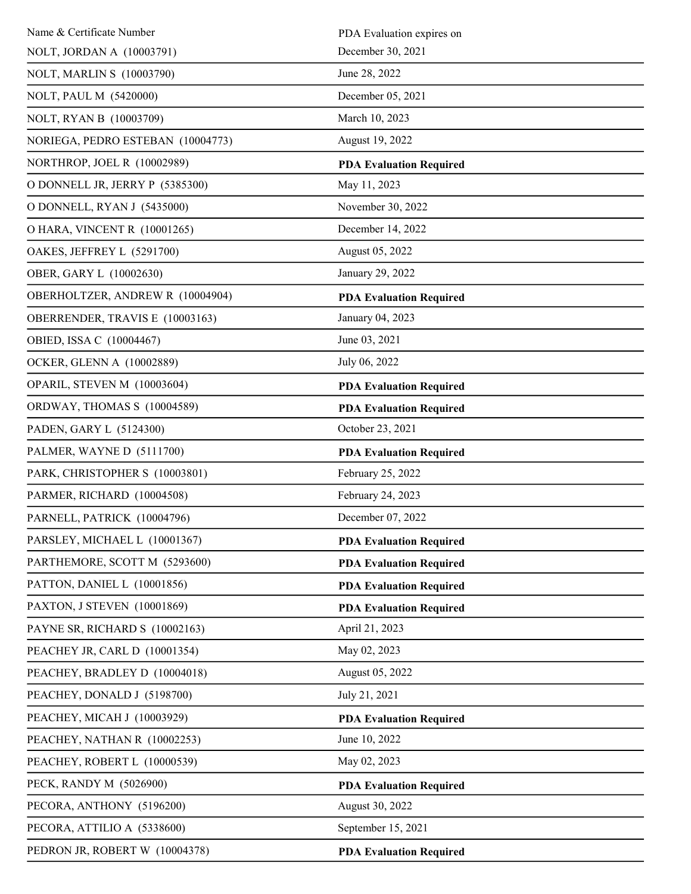| Name & Certificate Number | PDA Evaluation expires on |
|---|---|
| NOLT, JORDAN A (10003791) | December 30, 2021 |
| NOLT, MARLIN S (10003790) | June 28, 2022 |
| NOLT, PAUL M (5420000) | December 05, 2021 |
| NOLT, RYAN B (10003709) | March 10, 2023 |
| NORIEGA, PEDRO ESTEBAN (10004773) | August 19, 2022 |
| NORTHROP, JOEL R (10002989) | **PDA Evaluation Required** |
| O DONNELL JR, JERRY P (5385300) | May 11, 2023 |
| O DONNELL, RYAN J (5435000) | November 30, 2022 |
| O HARA, VINCENT R (10001265) | December 14, 2022 |
| OAKES, JEFFREY L (5291700) | August 05, 2022 |
| OBER, GARY L (10002630) | January 29, 2022 |
| OBERHOLTZER, ANDREW R (10004904) | **PDA Evaluation Required** |
| OBERRENDER, TRAVIS E (10003163) | January 04, 2023 |
| OBIED, ISSA C (10004467) | June 03, 2021 |
| OCKER, GLENN A (10002889) | July 06, 2022 |
| OPARIL, STEVEN M (10003604) | **PDA Evaluation Required** |
| ORDWAY, THOMAS S (10004589) | **PDA Evaluation Required** |
| PADEN, GARY L (5124300) | October 23, 2021 |
| PALMER, WAYNE D (5111700) | **PDA Evaluation Required** |
| PARK, CHRISTOPHER S (10003801) | February 25, 2022 |
| PARMER, RICHARD (10004508) | February 24, 2023 |
| PARNELL, PATRICK (10004796) | December 07, 2022 |
| PARSLEY, MICHAEL L (10001367) | **PDA Evaluation Required** |
| PARTHEMORE, SCOTT M (5293600) | **PDA Evaluation Required** |
| PATTON, DANIEL L (10001856) | **PDA Evaluation Required** |
| PAXTON, J STEVEN (10001869) | **PDA Evaluation Required** |
| PAYNE SR, RICHARD S (10002163) | April 21, 2023 |
| PEACHEY JR, CARL D (10001354) | May 02, 2023 |
| PEACHEY, BRADLEY D (10004018) | August 05, 2022 |
| PEACHEY, DONALD J (5198700) | July 21, 2021 |
| PEACHEY, MICAH J (10003929) | **PDA Evaluation Required** |
| PEACHEY, NATHAN R (10002253) | June 10, 2022 |
| PEACHEY, ROBERT L (10000539) | May 02, 2023 |
| PECK, RANDY M (5026900) | **PDA Evaluation Required** |
| PECORA, ANTHONY (5196200) | August 30, 2022 |
| PECORA, ATTILIO A (5338600) | September 15, 2021 |
| PEDRON JR, ROBERT W (10004378) | **PDA Evaluation Required** |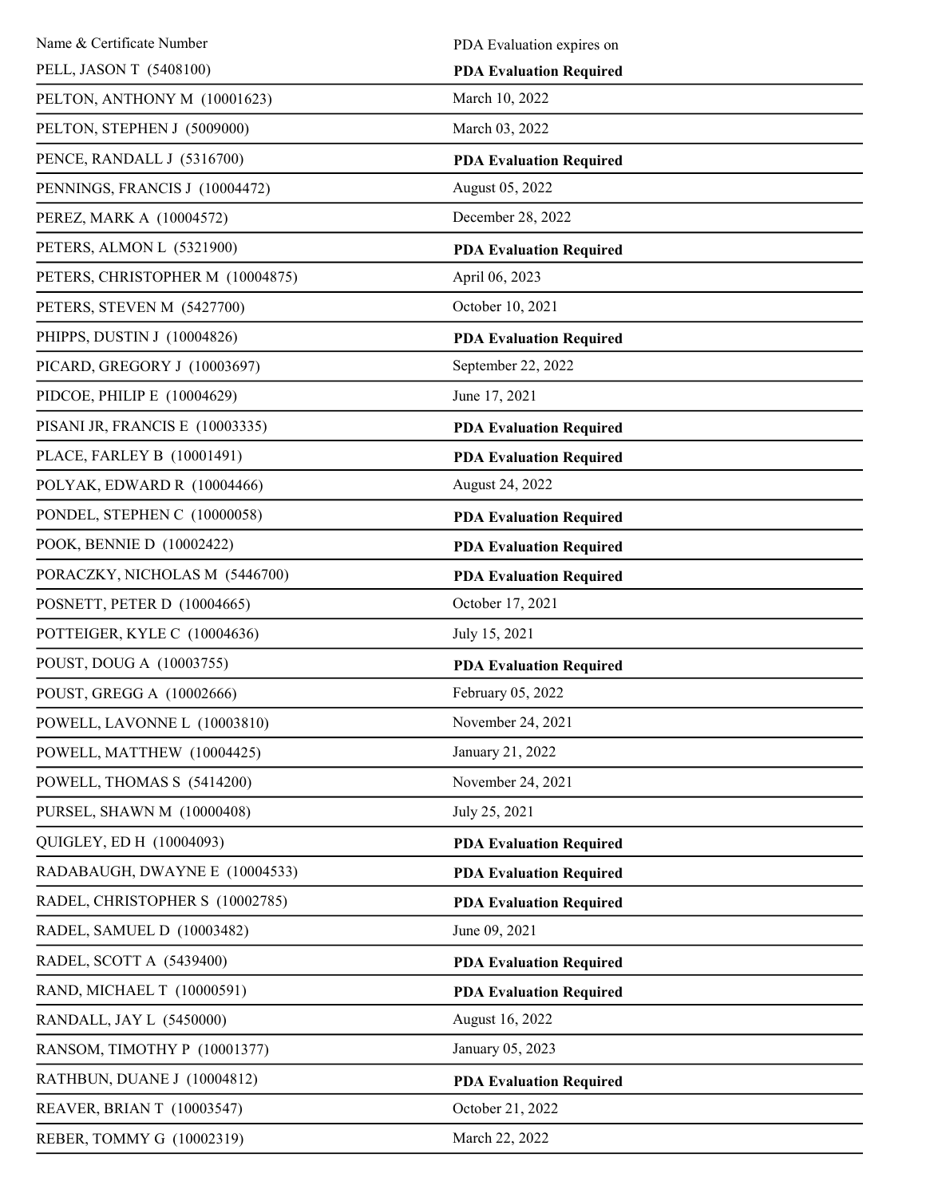| Name & Certificate Number | PDA Evaluation expires on |
| --- | --- |
| PELL, JASON T (5408100) | **PDA Evaluation Required** |
| PELTON, ANTHONY M (10001623) | March 10, 2022 |
| PELTON, STEPHEN J (5009000) | March 03, 2022 |
| PENCE, RANDALL J (5316700) | **PDA Evaluation Required** |
| PENNINGS, FRANCIS J (10004472) | August 05, 2022 |
| PEREZ, MARK A (10004572) | December 28, 2022 |
| PETERS, ALMON L (5321900) | **PDA Evaluation Required** |
| PETERS, CHRISTOPHER M (10004875) | April 06, 2023 |
| PETERS, STEVEN M (5427700) | October 10, 2021 |
| PHIPPS, DUSTIN J (10004826) | **PDA Evaluation Required** |
| PICARD, GREGORY J (10003697) | September 22, 2022 |
| PIDCOE, PHILIP E (10004629) | June 17, 2021 |
| PISANI JR, FRANCIS E (10003335) | **PDA Evaluation Required** |
| PLACE, FARLEY B (10001491) | **PDA Evaluation Required** |
| POLYAK, EDWARD R (10004466) | August 24, 2022 |
| PONDEL, STEPHEN C (10000058) | **PDA Evaluation Required** |
| POOK, BENNIE D (10002422) | **PDA Evaluation Required** |
| PORACZKY, NICHOLAS M (5446700) | **PDA Evaluation Required** |
| POSNETT, PETER D (10004665) | October 17, 2021 |
| POTTEIGER, KYLE C (10004636) | July 15, 2021 |
| POUST, DOUG A (10003755) | **PDA Evaluation Required** |
| POUST, GREGG A (10002666) | February 05, 2022 |
| POWELL, LAVONNE L (10003810) | November 24, 2021 |
| POWELL, MATTHEW (10004425) | January 21, 2022 |
| POWELL, THOMAS S (5414200) | November 24, 2021 |
| PURSEL, SHAWN M (10000408) | July 25, 2021 |
| QUIGLEY, ED H (10004093) | **PDA Evaluation Required** |
| RADABAUGH, DWAYNE E (10004533) | **PDA Evaluation Required** |
| RADEL, CHRISTOPHER S (10002785) | **PDA Evaluation Required** |
| RADEL, SAMUEL D (10003482) | June 09, 2021 |
| RADEL, SCOTT A (5439400) | **PDA Evaluation Required** |
| RAND, MICHAEL T (10000591) | **PDA Evaluation Required** |
| RANDALL, JAY L (5450000) | August 16, 2022 |
| RANSOM, TIMOTHY P (10001377) | January 05, 2023 |
| RATHBUN, DUANE J (10004812) | **PDA Evaluation Required** |
| REAVER, BRIAN T (10003547) | October 21, 2022 |
| REBER, TOMMY G (10002319) | March 22, 2022 |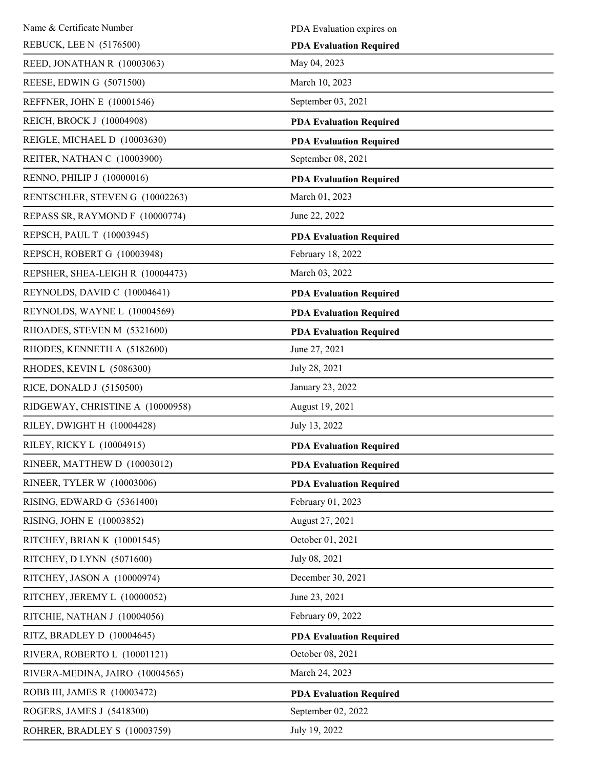| Name & Certificate Number | PDA Evaluation expires on |
|---|---|
| REBUCK, LEE N (5176500) | **PDA Evaluation Required** |
| REED, JONATHAN R (10003063) | May 04, 2023 |
| REESE, EDWIN G (5071500) | March 10, 2023 |
| REFFNER, JOHN E (10001546) | September 03, 2021 |
| REICH, BROCK J (10004908) | **PDA Evaluation Required** |
| REIGLE, MICHAEL D (10003630) | **PDA Evaluation Required** |
| REITER, NATHAN C (10003900) | September 08, 2021 |
| RENNO, PHILIP J (10000016) | **PDA Evaluation Required** |
| RENTSCHLER, STEVEN G (10002263) | March 01, 2023 |
| REPASS SR, RAYMOND F (10000774) | June 22, 2022 |
| REPSCH, PAUL T (10003945) | **PDA Evaluation Required** |
| REPSCH, ROBERT G (10003948) | February 18, 2022 |
| REPSHER, SHEA-LEIGH R (10004473) | March 03, 2022 |
| REYNOLDS, DAVID C (10004641) | **PDA Evaluation Required** |
| REYNOLDS, WAYNE L (10004569) | **PDA Evaluation Required** |
| RHOADES, STEVEN M (5321600) | **PDA Evaluation Required** |
| RHODES, KENNETH A (5182600) | June 27, 2021 |
| RHODES, KEVIN L (5086300) | July 28, 2021 |
| RICE, DONALD J (5150500) | January 23, 2022 |
| RIDGEWAY, CHRISTINE A (10000958) | August 19, 2021 |
| RILEY, DWIGHT H (10004428) | July 13, 2022 |
| RILEY, RICKY L (10004915) | **PDA Evaluation Required** |
| RINEER, MATTHEW D (10003012) | **PDA Evaluation Required** |
| RINEER, TYLER W (10003006) | **PDA Evaluation Required** |
| RISING, EDWARD G (5361400) | February 01, 2023 |
| RISING, JOHN E (10003852) | August 27, 2021 |
| RITCHEY, BRIAN K (10001545) | October 01, 2021 |
| RITCHEY, D LYNN (5071600) | July 08, 2021 |
| RITCHEY, JASON A (10000974) | December 30, 2021 |
| RITCHEY, JEREMY L (10000052) | June 23, 2021 |
| RITCHIE, NATHAN J (10004056) | February 09, 2022 |
| RITZ, BRADLEY D (10004645) | **PDA Evaluation Required** |
| RIVERA, ROBERTO L (10001121) | October 08, 2021 |
| RIVERA-MEDINA, JAIRO (10004565) | March 24, 2023 |
| ROBB III, JAMES R (10003472) | **PDA Evaluation Required** |
| ROGERS, JAMES J (5418300) | September 02, 2022 |
| ROHRER, BRADLEY S (10003759) | July 19, 2022 |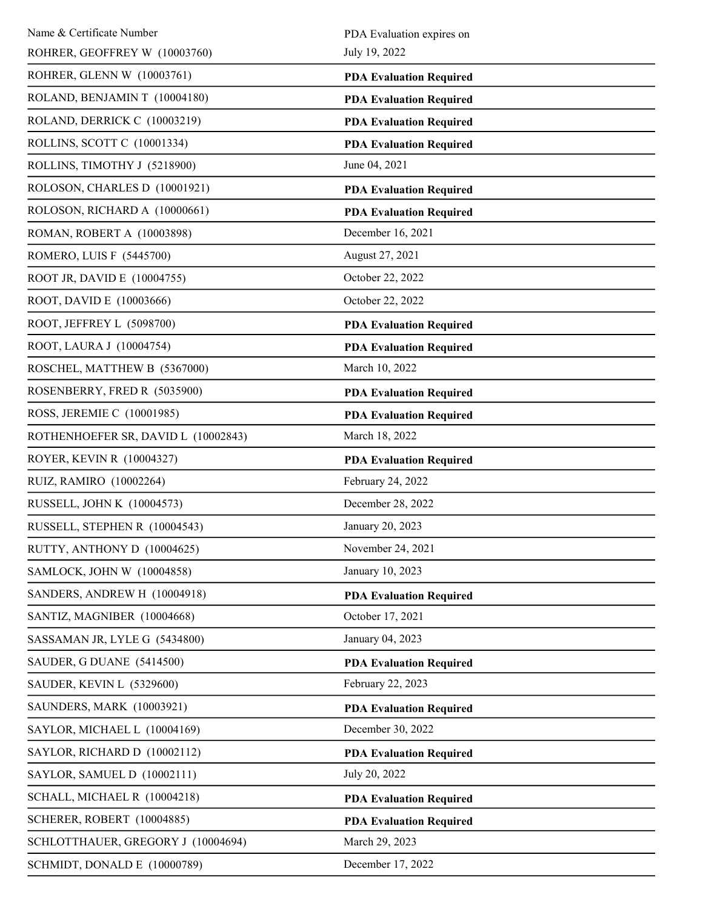| Name & Certificate Number | PDA Evaluation expires on |
|---|---|
| ROHRER, GEOFFREY W (10003760) | July 19, 2022 |
| ROHRER, GLENN W (10003761) | **PDA Evaluation Required** |
| ROLAND, BENJAMIN T (10004180) | **PDA Evaluation Required** |
| ROLAND, DERRICK C (10003219) | **PDA Evaluation Required** |
| ROLLINS, SCOTT C (10001334) | **PDA Evaluation Required** |
| ROLLINS, TIMOTHY J (5218900) | June 04, 2021 |
| ROLOSON, CHARLES D (10001921) | **PDA Evaluation Required** |
| ROLOSON, RICHARD A (10000661) | **PDA Evaluation Required** |
| ROMAN, ROBERT A (10003898) | December 16, 2021 |
| ROMERO, LUIS F (5445700) | August 27, 2021 |
| ROOT JR, DAVID E (10004755) | October 22, 2022 |
| ROOT, DAVID E (10003666) | October 22, 2022 |
| ROOT, JEFFREY L (5098700) | **PDA Evaluation Required** |
| ROOT, LAURA J (10004754) | **PDA Evaluation Required** |
| ROSCHEL, MATTHEW B (5367000) | March 10, 2022 |
| ROSENBERRY, FRED R (5035900) | **PDA Evaluation Required** |
| ROSS, JEREMIE C (10001985) | **PDA Evaluation Required** |
| ROTHENHOEFER SR, DAVID L (10002843) | March 18, 2022 |
| ROYER, KEVIN R (10004327) | **PDA Evaluation Required** |
| RUIZ, RAMIRO (10002264) | February 24, 2022 |
| RUSSELL, JOHN K (10004573) | December 28, 2022 |
| RUSSELL, STEPHEN R (10004543) | January 20, 2023 |
| RUTTY, ANTHONY D (10004625) | November 24, 2021 |
| SAMLOCK, JOHN W (10004858) | January 10, 2023 |
| SANDERS, ANDREW H (10004918) | **PDA Evaluation Required** |
| SANTIZ, MAGNIBER (10004668) | October 17, 2021 |
| SASSAMAN JR, LYLE G (5434800) | January 04, 2023 |
| SAUDER, G DUANE (5414500) | **PDA Evaluation Required** |
| SAUDER, KEVIN L (5329600) | February 22, 2023 |
| SAUNDERS, MARK (10003921) | **PDA Evaluation Required** |
| SAYLOR, MICHAEL L (10004169) | December 30, 2022 |
| SAYLOR, RICHARD D (10002112) | **PDA Evaluation Required** |
| SAYLOR, SAMUEL D (10002111) | July 20, 2022 |
| SCHALL, MICHAEL R (10004218) | **PDA Evaluation Required** |
| SCHERER, ROBERT (10004885) | **PDA Evaluation Required** |
| SCHLOTTHAUER, GREGORY J (10004694) | March 29, 2023 |
| SCHMIDT, DONALD E (10000789) | December 17, 2022 |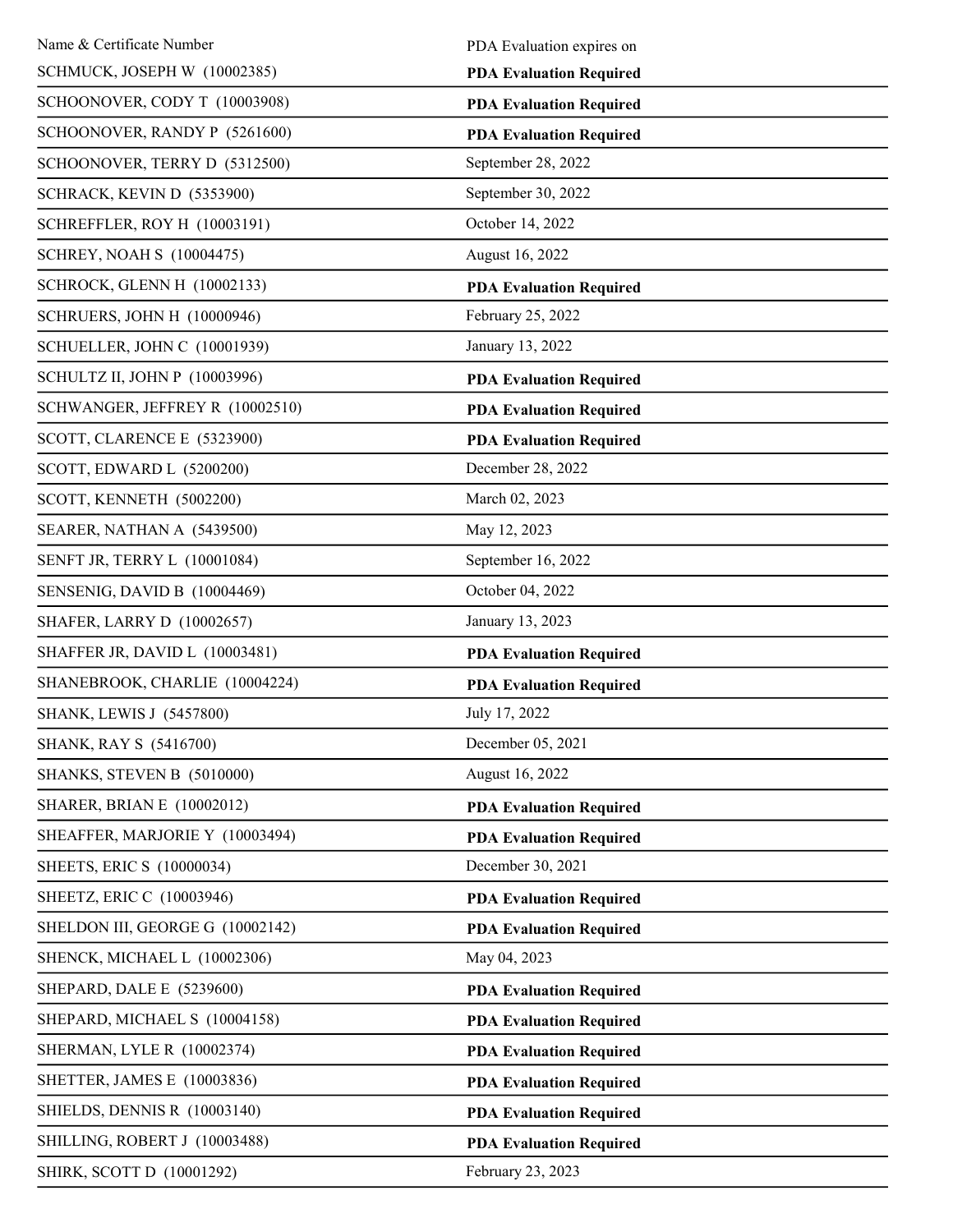| Name & Certificate Number | PDA Evaluation expires on |
| --- | --- |
| SCHMUCK, JOSEPH W (10002385) | **PDA Evaluation Required** |
| SCHOONOVER, CODY T (10003908) | **PDA Evaluation Required** |
| SCHOONOVER, RANDY P (5261600) | **PDA Evaluation Required** |
| SCHOONOVER, TERRY D (5312500) | September 28, 2022 |
| SCHRACK, KEVIN D (5353900) | September 30, 2022 |
| SCHREFFLER, ROY H (10003191) | October 14, 2022 |
| SCHREY, NOAH S (10004475) | August 16, 2022 |
| SCHROCK, GLENN H (10002133) | **PDA Evaluation Required** |
| SCHRUERS, JOHN H (10000946) | February 25, 2022 |
| SCHUELLER, JOHN C (10001939) | January 13, 2022 |
| SCHULTZ II, JOHN P (10003996) | **PDA Evaluation Required** |
| SCHWANGER, JEFFREY R (10002510) | **PDA Evaluation Required** |
| SCOTT, CLARENCE E (5323900) | **PDA Evaluation Required** |
| SCOTT, EDWARD L (5200200) | December 28, 2022 |
| SCOTT, KENNETH (5002200) | March 02, 2023 |
| SEARER, NATHAN A (5439500) | May 12, 2023 |
| SENFT JR, TERRY L (10001084) | September 16, 2022 |
| SENSENIG, DAVID B (10004469) | October 04, 2022 |
| SHAFER, LARRY D (10002657) | January 13, 2023 |
| SHAFFER JR, DAVID L (10003481) | **PDA Evaluation Required** |
| SHANEBROOK, CHARLIE (10004224) | **PDA Evaluation Required** |
| SHANK, LEWIS J (5457800) | July 17, 2022 |
| SHANK, RAY S (5416700) | December 05, 2021 |
| SHANKS, STEVEN B (5010000) | August 16, 2022 |
| SHARER, BRIAN E (10002012) | **PDA Evaluation Required** |
| SHEAFFER, MARJORIE Y (10003494) | **PDA Evaluation Required** |
| SHEETS, ERIC S (10000034) | December 30, 2021 |
| SHEETZ, ERIC C (10003946) | **PDA Evaluation Required** |
| SHELDON III, GEORGE G (10002142) | **PDA Evaluation Required** |
| SHENCK, MICHAEL L (10002306) | May 04, 2023 |
| SHEPARD, DALE E (5239600) | **PDA Evaluation Required** |
| SHEPARD, MICHAEL S (10004158) | **PDA Evaluation Required** |
| SHERMAN, LYLE R (10002374) | **PDA Evaluation Required** |
| SHETTER, JAMES E (10003836) | **PDA Evaluation Required** |
| SHIELDS, DENNIS R (10003140) | **PDA Evaluation Required** |
| SHILLING, ROBERT J (10003488) | **PDA Evaluation Required** |
| SHIRK, SCOTT D (10001292) | February 23, 2023 |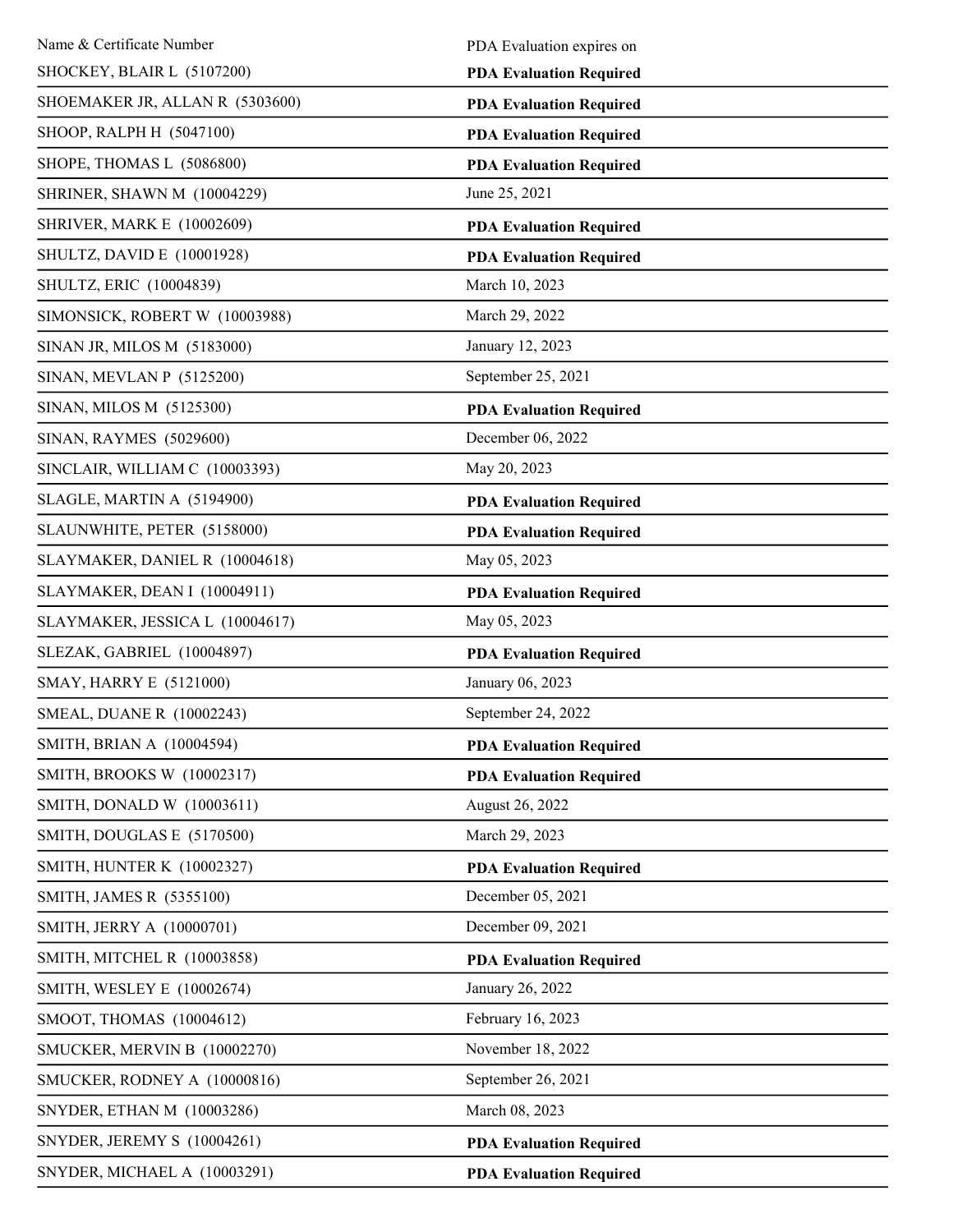| Name & Certificate Number | PDA Evaluation expires on |
|---|---|
| SHOCKEY, BLAIR L (5107200) | **PDA Evaluation Required** |
| SHOEMAKER JR, ALLAN R (5303600) | **PDA Evaluation Required** |
| SHOOP, RALPH H (5047100) | **PDA Evaluation Required** |
| SHOPE, THOMAS L (5086800) | **PDA Evaluation Required** |
| SHRINER, SHAWN M (10004229) | June 25, 2021 |
| SHRIVER, MARK E (10002609) | **PDA Evaluation Required** |
| SHULTZ, DAVID E (10001928) | **PDA Evaluation Required** |
| SHULTZ, ERIC (10004839) | March 10, 2023 |
| SIMONSICK, ROBERT W (10003988) | March 29, 2022 |
| SINAN JR, MILOS M (5183000) | January 12, 2023 |
| SINAN, MEVLAN P (5125200) | September 25, 2021 |
| SINAN, MILOS M (5125300) | **PDA Evaluation Required** |
| SINAN, RAYMES (5029600) | December 06, 2022 |
| SINCLAIR, WILLIAM C (10003393) | May 20, 2023 |
| SLAGLE, MARTIN A (5194900) | **PDA Evaluation Required** |
| SLAUNWHITE, PETER (5158000) | **PDA Evaluation Required** |
| SLAYMAKER, DANIEL R (10004618) | May 05, 2023 |
| SLAYMAKER, DEAN I (10004911) | **PDA Evaluation Required** |
| SLAYMAKER, JESSICA L (10004617) | May 05, 2023 |
| SLEZAK, GABRIEL (10004897) | **PDA Evaluation Required** |
| SMAY, HARRY E (5121000) | January 06, 2023 |
| SMEAL, DUANE R (10002243) | September 24, 2022 |
| SMITH, BRIAN A (10004594) | **PDA Evaluation Required** |
| SMITH, BROOKS W (10002317) | **PDA Evaluation Required** |
| SMITH, DONALD W (10003611) | August 26, 2022 |
| SMITH, DOUGLAS E (5170500) | March 29, 2023 |
| SMITH, HUNTER K (10002327) | **PDA Evaluation Required** |
| SMITH, JAMES R (5355100) | December 05, 2021 |
| SMITH, JERRY A (10000701) | December 09, 2021 |
| SMITH, MITCHEL R (10003858) | **PDA Evaluation Required** |
| SMITH, WESLEY E (10002674) | January 26, 2022 |
| SMOOT, THOMAS (10004612) | February 16, 2023 |
| SMUCKER, MERVIN B (10002270) | November 18, 2022 |
| SMUCKER, RODNEY A (10000816) | September 26, 2021 |
| SNYDER, ETHAN M (10003286) | March 08, 2023 |
| SNYDER, JEREMY S (10004261) | **PDA Evaluation Required** |
| SNYDER, MICHAEL A (10003291) | **PDA Evaluation Required** |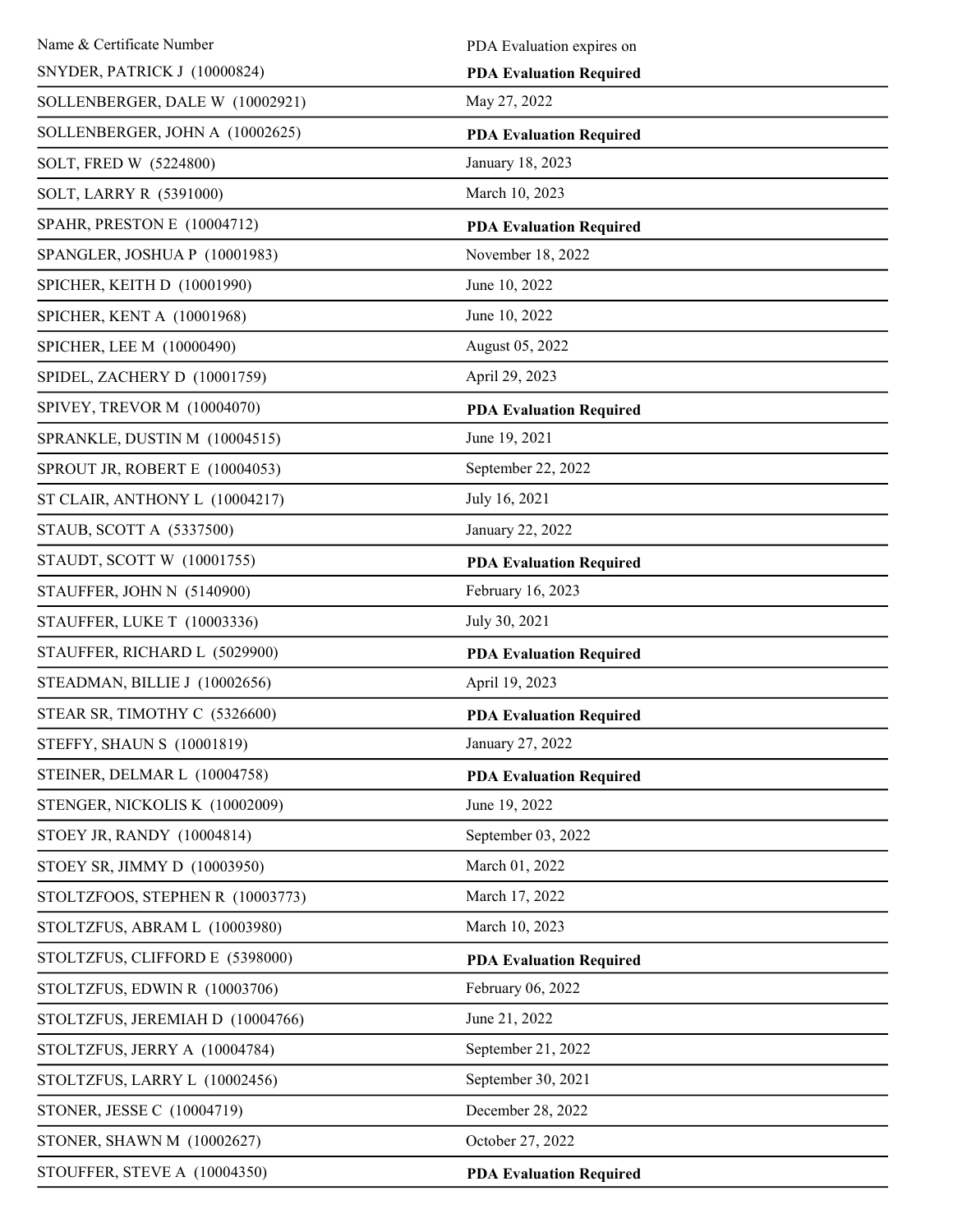| Name & Certificate Number | PDA Evaluation expires on |
| --- | --- |
| SNYDER, PATRICK J (10000824) | **PDA Evaluation Required** |
| SOLLENBERGER, DALE W (10002921) | May 27, 2022 |
| SOLLENBERGER, JOHN A (10002625) | **PDA Evaluation Required** |
| SOLT, FRED W (5224800) | January 18, 2023 |
| SOLT, LARRY R (5391000) | March 10, 2023 |
| SPAHR, PRESTON E (10004712) | **PDA Evaluation Required** |
| SPANGLER, JOSHUA P (10001983) | November 18, 2022 |
| SPICHER, KEITH D (10001990) | June 10, 2022 |
| SPICHER, KENT A (10001968) | June 10, 2022 |
| SPICHER, LEE M (10000490) | August 05, 2022 |
| SPIDEL, ZACHERY D (10001759) | April 29, 2023 |
| SPIVEY, TREVOR M (10004070) | **PDA Evaluation Required** |
| SPRANKLE, DUSTIN M (10004515) | June 19, 2021 |
| SPROUT JR, ROBERT E (10004053) | September 22, 2022 |
| ST CLAIR, ANTHONY L (10004217) | July 16, 2021 |
| STAUB, SCOTT A (5337500) | January 22, 2022 |
| STAUDT, SCOTT W (10001755) | **PDA Evaluation Required** |
| STAUFFER, JOHN N (5140900) | February 16, 2023 |
| STAUFFER, LUKE T (10003336) | July 30, 2021 |
| STAUFFER, RICHARD L (5029900) | **PDA Evaluation Required** |
| STEADMAN, BILLIE J (10002656) | April 19, 2023 |
| STEAR SR, TIMOTHY C (5326600) | **PDA Evaluation Required** |
| STEFFY, SHAUN S (10001819) | January 27, 2022 |
| STEINER, DELMAR L (10004758) | **PDA Evaluation Required** |
| STENGER, NICKOLIS K (10002009) | June 19, 2022 |
| STOEY JR, RANDY (10004814) | September 03, 2022 |
| STOEY SR, JIMMY D (10003950) | March 01, 2022 |
| STOLTZFOOS, STEPHEN R (10003773) | March 17, 2022 |
| STOLTZFUS, ABRAM L (10003980) | March 10, 2023 |
| STOLTZFUS, CLIFFORD E (5398000) | **PDA Evaluation Required** |
| STOLTZFUS, EDWIN R (10003706) | February 06, 2022 |
| STOLTZFUS, JEREMIAH D (10004766) | June 21, 2022 |
| STOLTZFUS, JERRY A (10004784) | September 21, 2022 |
| STOLTZFUS, LARRY L (10002456) | September 30, 2021 |
| STONER, JESSE C (10004719) | December 28, 2022 |
| STONER, SHAWN M (10002627) | October 27, 2022 |
| STOUFFER, STEVE A (10004350) | **PDA Evaluation Required** |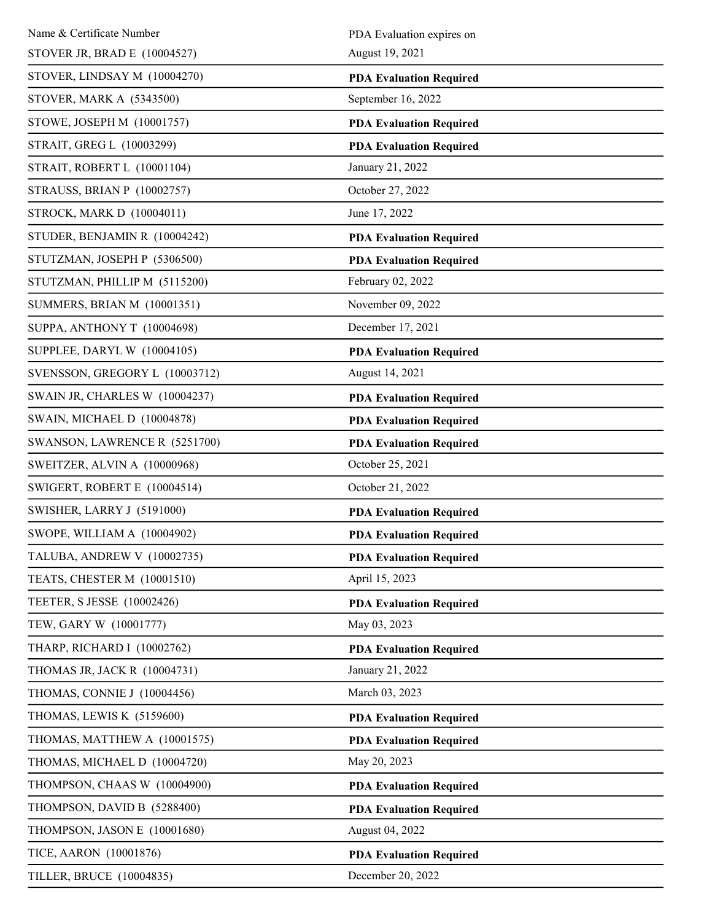| Name & Certificate Number | PDA Evaluation expires on |
| --- | --- |
| STOVER JR, BRAD E (10004527) | August 19, 2021 |
| STOVER, LINDSAY M (10004270) | **PDA Evaluation Required** |
| STOVER, MARK A (5343500) | September 16, 2022 |
| STOWE, JOSEPH M (10001757) | **PDA Evaluation Required** |
| STRAIT, GREG L (10003299) | **PDA Evaluation Required** |
| STRAIT, ROBERT L (10001104) | January 21, 2022 |
| STRAUSS, BRIAN P (10002757) | October 27, 2022 |
| STROCK, MARK D (10004011) | June 17, 2022 |
| STUDER, BENJAMIN R (10004242) | **PDA Evaluation Required** |
| STUTZMAN, JOSEPH P (5306500) | **PDA Evaluation Required** |
| STUTZMAN, PHILLIP M (5115200) | February 02, 2022 |
| SUMMERS, BRIAN M (10001351) | November 09, 2022 |
| SUPPA, ANTHONY T (10004698) | December 17, 2021 |
| SUPPLEE, DARYL W (10004105) | **PDA Evaluation Required** |
| SVENSSON, GREGORY L (10003712) | August 14, 2021 |
| SWAIN JR, CHARLES W (10004237) | **PDA Evaluation Required** |
| SWAIN, MICHAEL D (10004878) | **PDA Evaluation Required** |
| SWANSON, LAWRENCE R (5251700) | **PDA Evaluation Required** |
| SWEITZER, ALVIN A (10000968) | October 25, 2021 |
| SWIGERT, ROBERT E (10004514) | October 21, 2022 |
| SWISHER, LARRY J (5191000) | **PDA Evaluation Required** |
| SWOPE, WILLIAM A (10004902) | **PDA Evaluation Required** |
| TALUBA, ANDREW V (10002735) | **PDA Evaluation Required** |
| TEATS, CHESTER M (10001510) | April 15, 2023 |
| TEETER, S JESSE (10002426) | **PDA Evaluation Required** |
| TEW, GARY W (10001777) | May 03, 2023 |
| THARP, RICHARD I (10002762) | **PDA Evaluation Required** |
| THOMAS JR, JACK R (10004731) | January 21, 2022 |
| THOMAS, CONNIE J (10004456) | March 03, 2023 |
| THOMAS, LEWIS K (5159600) | **PDA Evaluation Required** |
| THOMAS, MATTHEW A (10001575) | **PDA Evaluation Required** |
| THOMAS, MICHAEL D (10004720) | May 20, 2023 |
| THOMPSON, CHAAS W (10004900) | **PDA Evaluation Required** |
| THOMPSON, DAVID B (5288400) | **PDA Evaluation Required** |
| THOMPSON, JASON E (10001680) | August 04, 2022 |
| TICE, AARON (10001876) | **PDA Evaluation Required** |
| TILLER, BRUCE (10004835) | December 20, 2022 |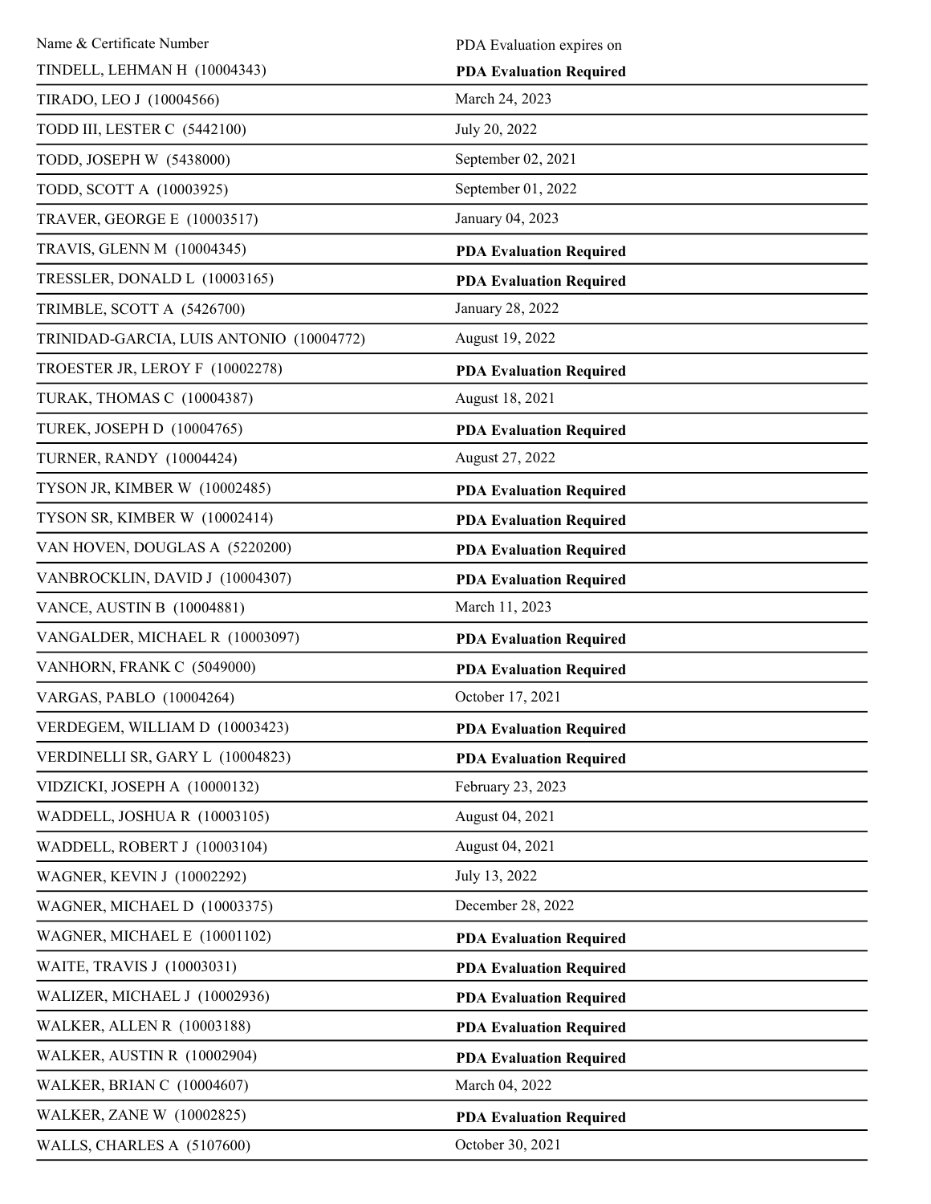| Name & Certificate Number | PDA Evaluation expires on |
|---|---|
| TINDELL, LEHMAN H (10004343) | **PDA Evaluation Required** |
| TIRADO, LEO J (10004566) | March 24, 2023 |
| TODD III, LESTER C (5442100) | July 20, 2022 |
| TODD, JOSEPH W (5438000) | September 02, 2021 |
| TODD, SCOTT A (10003925) | September 01, 2022 |
| TRAVER, GEORGE E (10003517) | January 04, 2023 |
| TRAVIS, GLENN M (10004345) | **PDA Evaluation Required** |
| TRESSLER, DONALD L (10003165) | **PDA Evaluation Required** |
| TRIMBLE, SCOTT A (5426700) | January 28, 2022 |
| TRINIDAD-GARCIA, LUIS ANTONIO (10004772) | August 19, 2022 |
| TROESTER JR, LEROY F (10002278) | **PDA Evaluation Required** |
| TURAK, THOMAS C (10004387) | August 18, 2021 |
| TUREK, JOSEPH D (10004765) | **PDA Evaluation Required** |
| TURNER, RANDY (10004424) | August 27, 2022 |
| TYSON JR, KIMBER W (10002485) | **PDA Evaluation Required** |
| TYSON SR, KIMBER W (10002414) | **PDA Evaluation Required** |
| VAN HOVEN, DOUGLAS A (5220200) | **PDA Evaluation Required** |
| VANBROCKLIN, DAVID J (10004307) | **PDA Evaluation Required** |
| VANCE, AUSTIN B (10004881) | March 11, 2023 |
| VANGALDER, MICHAEL R (10003097) | **PDA Evaluation Required** |
| VANHORN, FRANK C (5049000) | **PDA Evaluation Required** |
| VARGAS, PABLO (10004264) | October 17, 2021 |
| VERDEGEM, WILLIAM D (10003423) | **PDA Evaluation Required** |
| VERDINELLI SR, GARY L (10004823) | **PDA Evaluation Required** |
| VIDZICKI, JOSEPH A (10000132) | February 23, 2023 |
| WADDELL, JOSHUA R (10003105) | August 04, 2021 |
| WADDELL, ROBERT J (10003104) | August 04, 2021 |
| WAGNER, KEVIN J (10002292) | July 13, 2022 |
| WAGNER, MICHAEL D (10003375) | December 28, 2022 |
| WAGNER, MICHAEL E (10001102) | **PDA Evaluation Required** |
| WAITE, TRAVIS J (10003031) | **PDA Evaluation Required** |
| WALIZER, MICHAEL J (10002936) | **PDA Evaluation Required** |
| WALKER, ALLEN R (10003188) | **PDA Evaluation Required** |
| WALKER, AUSTIN R (10002904) | **PDA Evaluation Required** |
| WALKER, BRIAN C (10004607) | March 04, 2022 |
| WALKER, ZANE W (10002825) | **PDA Evaluation Required** |
| WALLS, CHARLES A (5107600) | October 30, 2021 |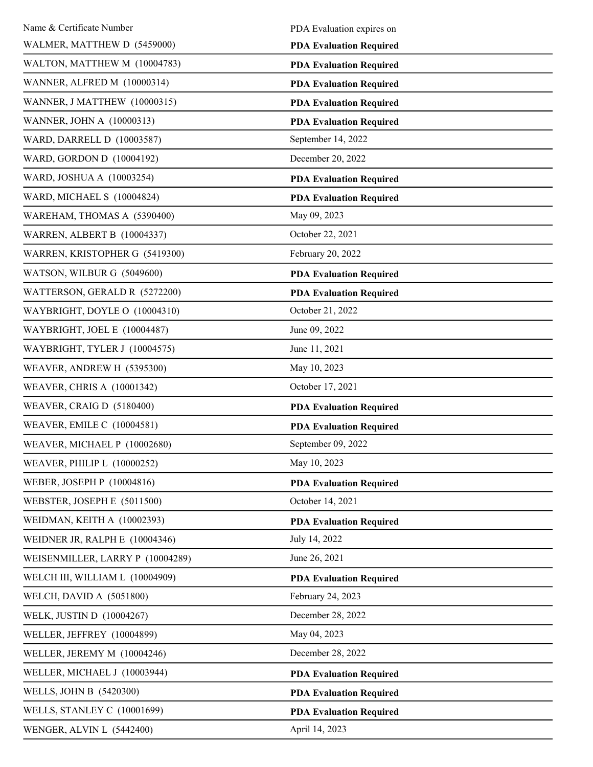| Name & Certificate Number | PDA Evaluation expires on |
| --- | --- |
| WALMER, MATTHEW D (5459000) | **PDA Evaluation Required** |
| WALTON, MATTHEW M (10004783) | **PDA Evaluation Required** |
| WANNER, ALFRED M (10000314) | **PDA Evaluation Required** |
| WANNER, J MATTHEW (10000315) | **PDA Evaluation Required** |
| WANNER, JOHN A (10000313) | **PDA Evaluation Required** |
| WARD, DARRELL D (10003587) | September 14, 2022 |
| WARD, GORDON D (10004192) | December 20, 2022 |
| WARD, JOSHUA A (10003254) | **PDA Evaluation Required** |
| WARD, MICHAEL S (10004824) | **PDA Evaluation Required** |
| WAREHAM, THOMAS A (5390400) | May 09, 2023 |
| WARREN, ALBERT B (10004337) | October 22, 2021 |
| WARREN, KRISTOPHER G (5419300) | February 20, 2022 |
| WATSON, WILBUR G (5049600) | **PDA Evaluation Required** |
| WATTERSON, GERALD R (5272200) | **PDA Evaluation Required** |
| WAYBRIGHT, DOYLE O (10004310) | October 21, 2022 |
| WAYBRIGHT, JOEL E (10004487) | June 09, 2022 |
| WAYBRIGHT, TYLER J (10004575) | June 11, 2021 |
| WEAVER, ANDREW H (5395300) | May 10, 2023 |
| WEAVER, CHRIS A (10001342) | October 17, 2021 |
| WEAVER, CRAIG D (5180400) | **PDA Evaluation Required** |
| WEAVER, EMILE C (10004581) | **PDA Evaluation Required** |
| WEAVER, MICHAEL P (10002680) | September 09, 2022 |
| WEAVER, PHILIP L (10000252) | May 10, 2023 |
| WEBER, JOSEPH P (10004816) | **PDA Evaluation Required** |
| WEBSTER, JOSEPH E (5011500) | October 14, 2021 |
| WEIDMAN, KEITH A (10002393) | **PDA Evaluation Required** |
| WEIDNER JR, RALPH E (10004346) | July 14, 2022 |
| WEISENMILLER, LARRY P (10004289) | June 26, 2021 |
| WELCH III, WILLIAM L (10004909) | **PDA Evaluation Required** |
| WELCH, DAVID A (5051800) | February 24, 2023 |
| WELK, JUSTIN D (10004267) | December 28, 2022 |
| WELLER, JEFFREY (10004899) | May 04, 2023 |
| WELLER, JEREMY M (10004246) | December 28, 2022 |
| WELLER, MICHAEL J (10003944) | **PDA Evaluation Required** |
| WELLS, JOHN B (5420300) | **PDA Evaluation Required** |
| WELLS, STANLEY C (10001699) | **PDA Evaluation Required** |
| WENGER, ALVIN L (5442400) | April 14, 2023 |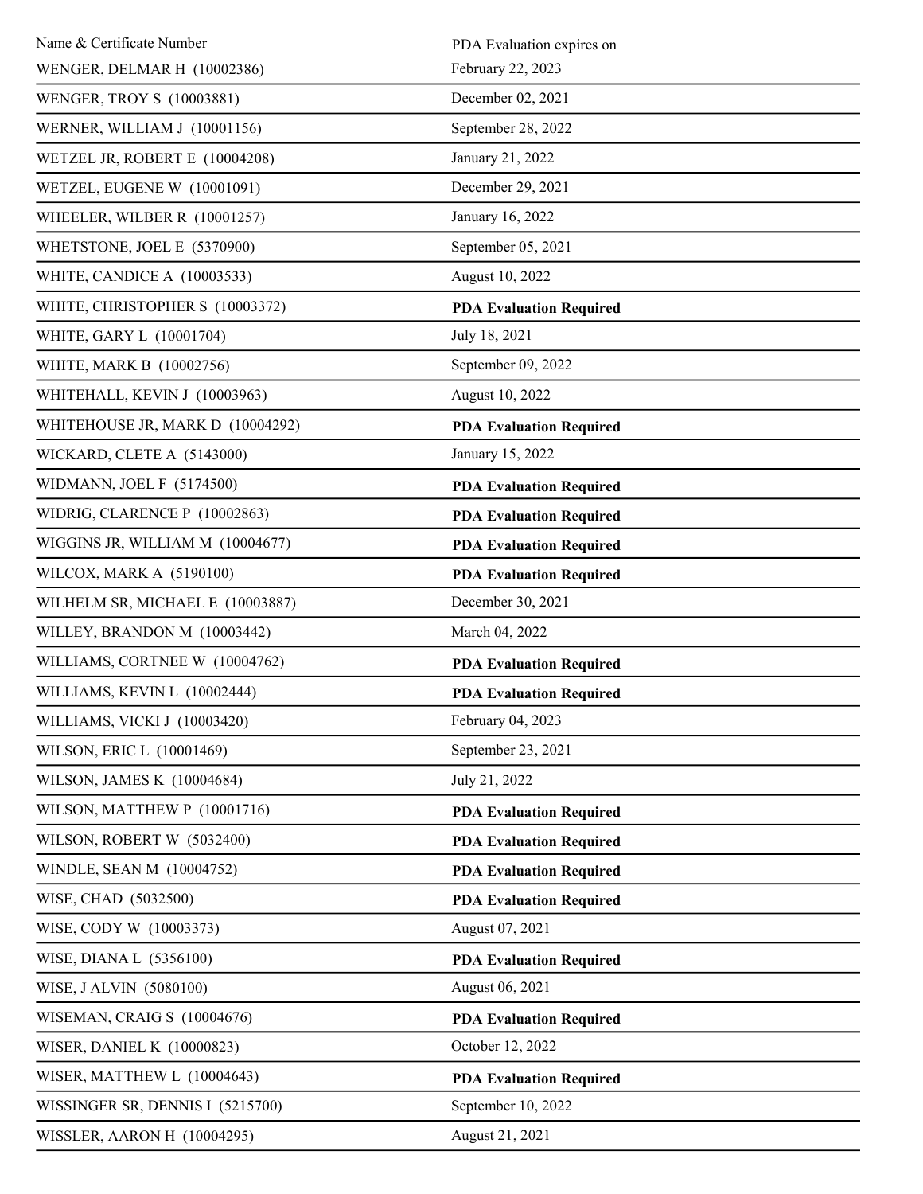| Name & Certificate Number | PDA Evaluation expires on |
| --- | --- |
| WENGER, DELMAR H (10002386) | February 22, 2023 |
| WENGER, TROY S (10003881) | December 02, 2021 |
| WERNER, WILLIAM J (10001156) | September 28, 2022 |
| WETZEL JR, ROBERT E (10004208) | January 21, 2022 |
| WETZEL, EUGENE W (10001091) | December 29, 2021 |
| WHEELER, WILBER R (10001257) | January 16, 2022 |
| WHETSTONE, JOEL E (5370900) | September 05, 2021 |
| WHITE, CANDICE A (10003533) | August 10, 2022 |
| WHITE, CHRISTOPHER S (10003372) | **PDA Evaluation Required** |
| WHITE, GARY L (10001704) | July 18, 2021 |
| WHITE, MARK B (10002756) | September 09, 2022 |
| WHITEHALL, KEVIN J (10003963) | August 10, 2022 |
| WHITEHOUSE JR, MARK D (10004292) | **PDA Evaluation Required** |
| WICKARD, CLETE A (5143000) | January 15, 2022 |
| WIDMANN, JOEL F (5174500) | **PDA Evaluation Required** |
| WIDRIG, CLARENCE P (10002863) | **PDA Evaluation Required** |
| WIGGINS JR, WILLIAM M (10004677) | **PDA Evaluation Required** |
| WILCOX, MARK A (5190100) | **PDA Evaluation Required** |
| WILHELM SR, MICHAEL E (10003887) | December 30, 2021 |
| WILLEY, BRANDON M (10003442) | March 04, 2022 |
| WILLIAMS, CORTNEE W (10004762) | **PDA Evaluation Required** |
| WILLIAMS, KEVIN L (10002444) | **PDA Evaluation Required** |
| WILLIAMS, VICKI J (10003420) | February 04, 2023 |
| WILSON, ERIC L (10001469) | September 23, 2021 |
| WILSON, JAMES K (10004684) | July 21, 2022 |
| WILSON, MATTHEW P (10001716) | **PDA Evaluation Required** |
| WILSON, ROBERT W (5032400) | **PDA Evaluation Required** |
| WINDLE, SEAN M (10004752) | **PDA Evaluation Required** |
| WISE, CHAD (5032500) | **PDA Evaluation Required** |
| WISE, CODY W (10003373) | August 07, 2021 |
| WISE, DIANA L (5356100) | **PDA Evaluation Required** |
| WISE, J ALVIN (5080100) | August 06, 2021 |
| WISEMAN, CRAIG S (10004676) | **PDA Evaluation Required** |
| WISER, DANIEL K (10000823) | October 12, 2022 |
| WISER, MATTHEW L (10004643) | **PDA Evaluation Required** |
| WISSINGER SR, DENNIS I (5215700) | September 10, 2022 |
| WISSLER, AARON H (10004295) | August 21, 2021 |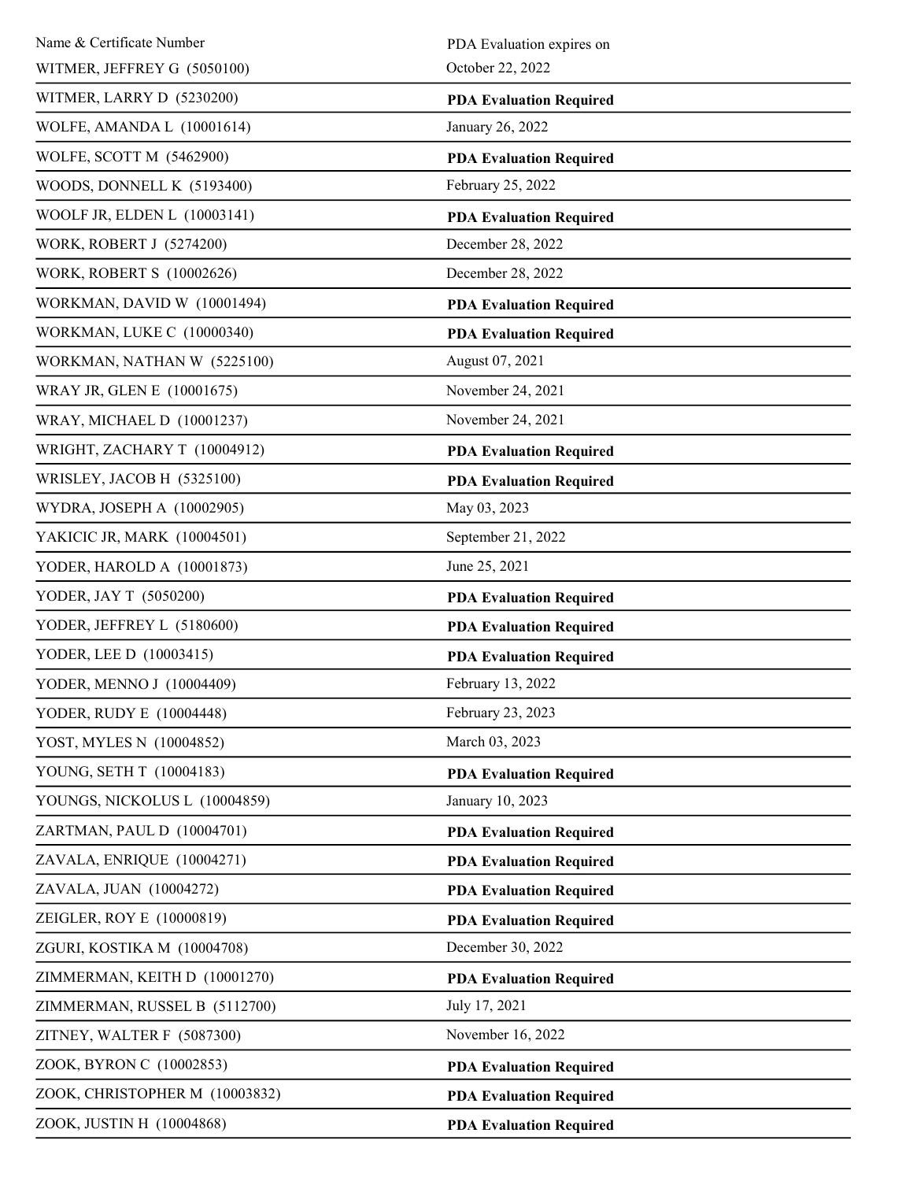| Name & Certificate Number | PDA Evaluation expires on |
|---|---|
| WITMER, JEFFREY G (5050100) | October 22, 2022 |
| WITMER, LARRY D (5230200) | **PDA Evaluation Required** |
| WOLFE, AMANDA L (10001614) | January 26, 2022 |
| WOLFE, SCOTT M (5462900) | **PDA Evaluation Required** |
| WOODS, DONNELL K (5193400) | February 25, 2022 |
| WOOLF JR, ELDEN L (10003141) | **PDA Evaluation Required** |
| WORK, ROBERT J (5274200) | December 28, 2022 |
| WORK, ROBERT S (10002626) | December 28, 2022 |
| WORKMAN, DAVID W (10001494) | **PDA Evaluation Required** |
| WORKMAN, LUKE C (10000340) | **PDA Evaluation Required** |
| WORKMAN, NATHAN W (5225100) | August 07, 2021 |
| WRAY JR, GLEN E (10001675) | November 24, 2021 |
| WRAY, MICHAEL D (10001237) | November 24, 2021 |
| WRIGHT, ZACHARY T (10004912) | **PDA Evaluation Required** |
| WRISLEY, JACOB H (5325100) | **PDA Evaluation Required** |
| WYDRA, JOSEPH A (10002905) | May 03, 2023 |
| YAKICIC JR, MARK (10004501) | September 21, 2022 |
| YODER, HAROLD A (10001873) | June 25, 2021 |
| YODER, JAY T (5050200) | **PDA Evaluation Required** |
| YODER, JEFFREY L (5180600) | **PDA Evaluation Required** |
| YODER, LEE D (10003415) | **PDA Evaluation Required** |
| YODER, MENNO J (10004409) | February 13, 2022 |
| YODER, RUDY E (10004448) | February 23, 2023 |
| YOST, MYLES N (10004852) | March 03, 2023 |
| YOUNG, SETH T (10004183) | **PDA Evaluation Required** |
| YOUNGS, NICKOLUS L (10004859) | January 10, 2023 |
| ZARTMAN, PAUL D (10004701) | **PDA Evaluation Required** |
| ZAVALA, ENRIQUE (10004271) | **PDA Evaluation Required** |
| ZAVALA, JUAN (10004272) | **PDA Evaluation Required** |
| ZEIGLER, ROY E (10000819) | **PDA Evaluation Required** |
| ZGURI, KOSTIKA M (10004708) | December 30, 2022 |
| ZIMMERMAN, KEITH D (10001270) | **PDA Evaluation Required** |
| ZIMMERMAN, RUSSEL B (5112700) | July 17, 2021 |
| ZITNEY, WALTER F (5087300) | November 16, 2022 |
| ZOOK, BYRON C (10002853) | **PDA Evaluation Required** |
| ZOOK, CHRISTOPHER M (10003832) | **PDA Evaluation Required** |
| ZOOK, JUSTIN H (10004868) | **PDA Evaluation Required** |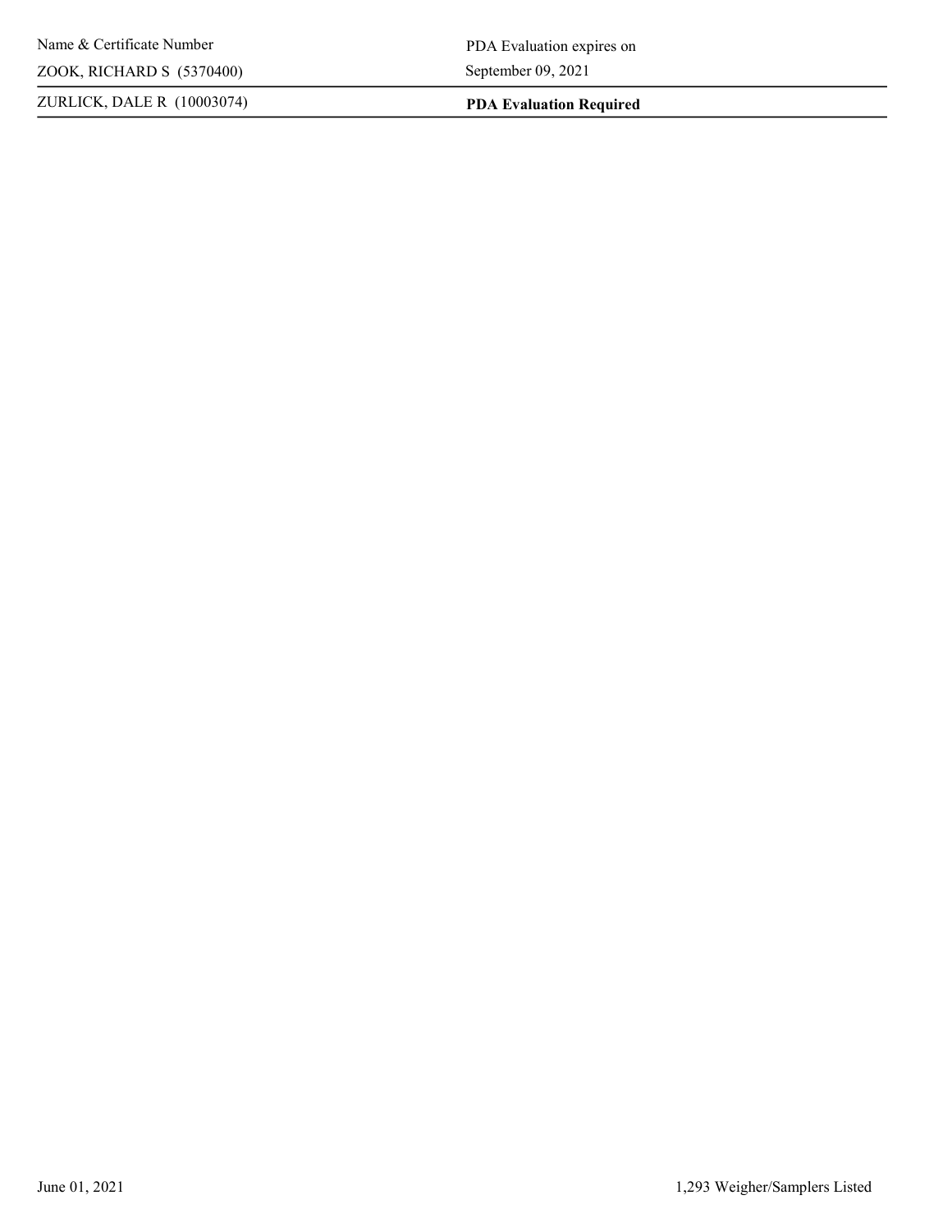| Name & Certificate Number | PDA Evaluation expires on |
| --- | --- |
| ZOOK, RICHARD S (5370400) | September 09, 2021 |
| ZURLICK, DALE R (10003074) | **PDA Evaluation Required** |

June 01, 2021

1,293 Weigher/Samplers Listed